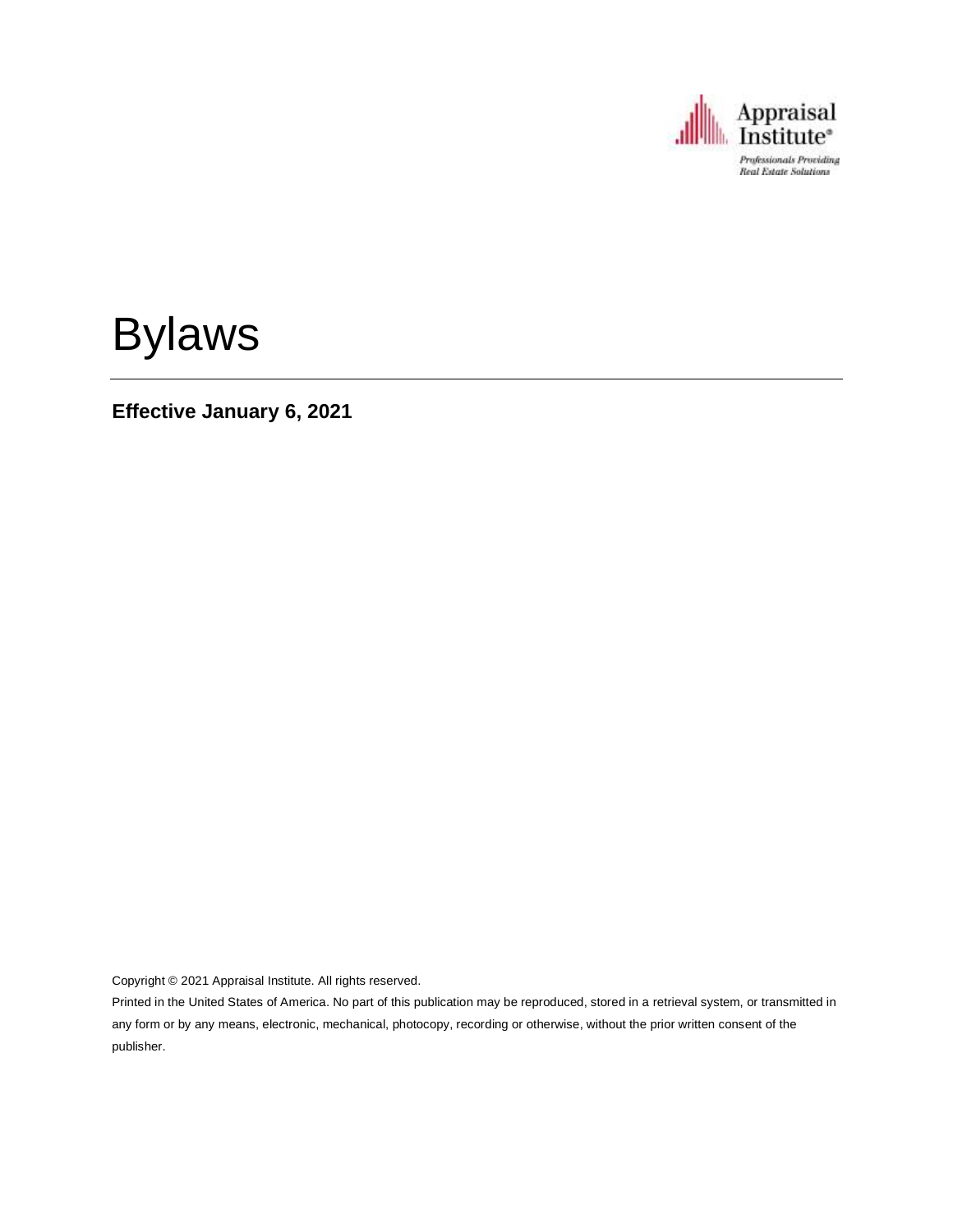Appraisal Institute®

*Professionals Providing Real Estate Solutions*

# Bylaws

**Effective January 6, 2021**

Copyright © 2021 Appraisal Institute. All rights reserved.

Printed in the United States of America. No part of this publication may be reproduced, stored in a retrieval system, or transmitted in any form or by any means, electronic, mechanical, photocopy, recording or otherwise, without the prior written consent of the publisher.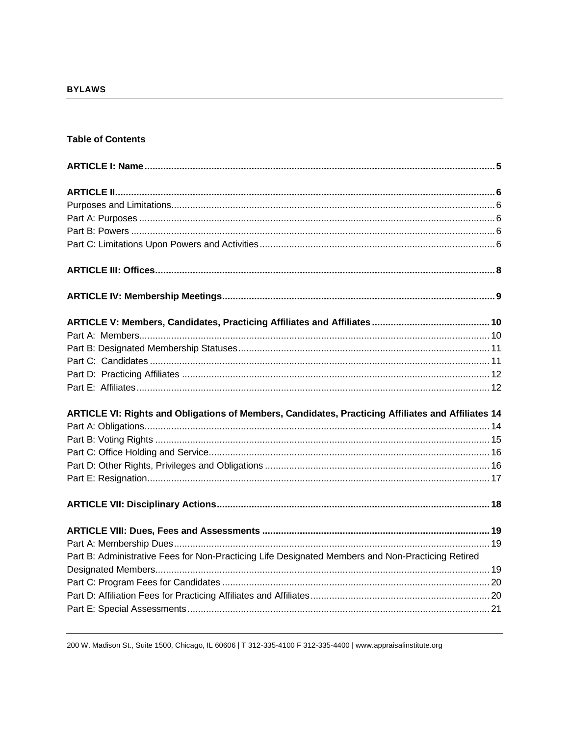**BYLAWS**

**Table of Contents**

**ARTICLE I: Name** ........ **5**

**ARTICLE II** ........ **6**
Purposes and Limitations ........ 6
Part A: Purposes ........ 6
Part B: Powers ........ 6
Part C: Limitations Upon Powers and Activities ........ 6

**ARTICLE III: Offices** ........ **8**

**ARTICLE IV: Membership Meetings** ........ **9**

**ARTICLE V: Members, Candidates, Practicing Affiliates and Affiliates** ........ **10**
Part A: Members ........ 10
Part B: Designated Membership Statuses ........ 11
Part C: Candidates ........ 11
Part D: Practicing Affiliates ........ 12
Part E: Affiliates ........ 12

**ARTICLE VI: Rights and Obligations of Members, Candidates, Practicing Affiliates and Affiliates** **14**
Part A: Obligations ........ 14
Part B: Voting Rights ........ 15
Part C: Office Holding and Service ........ 16
Part D: Other Rights, Privileges and Obligations ........ 16
Part E: Resignation ........ 17

**ARTICLE VII: Disciplinary Actions** ........ **18**

**ARTICLE VIII: Dues, Fees and Assessments** ........ **19**
Part A: Membership Dues ........ 19
Part B: Administrative Fees for Non-Practicing Life Designated Members and Non-Practicing Retired Designated Members ........ 19
Part C: Program Fees for Candidates ........ 20
Part D: Affiliation Fees for Practicing Affiliates and Affiliates ........ 20
Part E: Special Assessments ........ 21

200 W. Madison St., Suite 1500, Chicago, IL 60606 | T 312-335-4100 F 312-335-4400 | www.appraisalinstitute.org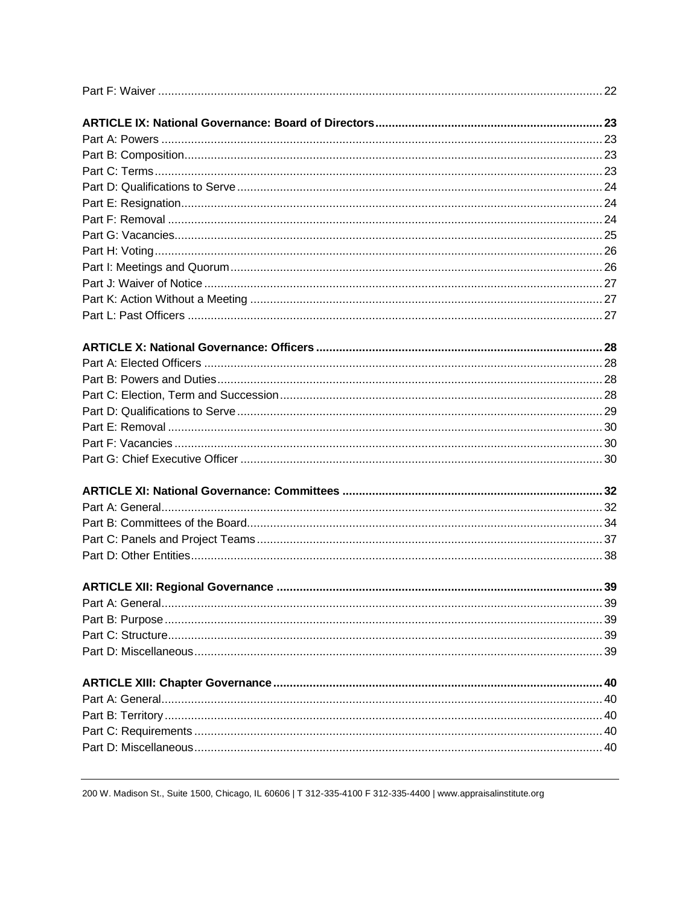Part F: Waiver ..... 22

**ARTICLE IX: National Governance: Board of Directors ..... 23**
Part A: Powers ..... 23
Part B: Composition ..... 23
Part C: Terms ..... 23
Part D: Qualifications to Serve ..... 24
Part E: Resignation ..... 24
Part F: Removal ..... 24
Part G: Vacancies ..... 25
Part H: Voting ..... 26
Part I: Meetings and Quorum ..... 26
Part J: Waiver of Notice ..... 27
Part K: Action Without a Meeting ..... 27
Part L: Past Officers ..... 27

**ARTICLE X: National Governance: Officers ..... 28**
Part A: Elected Officers ..... 28
Part B: Powers and Duties ..... 28
Part C: Election, Term and Succession ..... 28
Part D: Qualifications to Serve ..... 29
Part E: Removal ..... 30
Part F: Vacancies ..... 30
Part G: Chief Executive Officer ..... 30

**ARTICLE XI: National Governance: Committees ..... 32**
Part A: General ..... 32
Part B: Committees of the Board ..... 34
Part C: Panels and Project Teams ..... 37
Part D: Other Entities ..... 38

**ARTICLE XII: Regional Governance ..... 39**
Part A: General ..... 39
Part B: Purpose ..... 39
Part C: Structure ..... 39
Part D: Miscellaneous ..... 39

**ARTICLE XIII: Chapter Governance ..... 40**
Part A: General ..... 40
Part B: Territory ..... 40
Part C: Requirements ..... 40
Part D: Miscellaneous ..... 40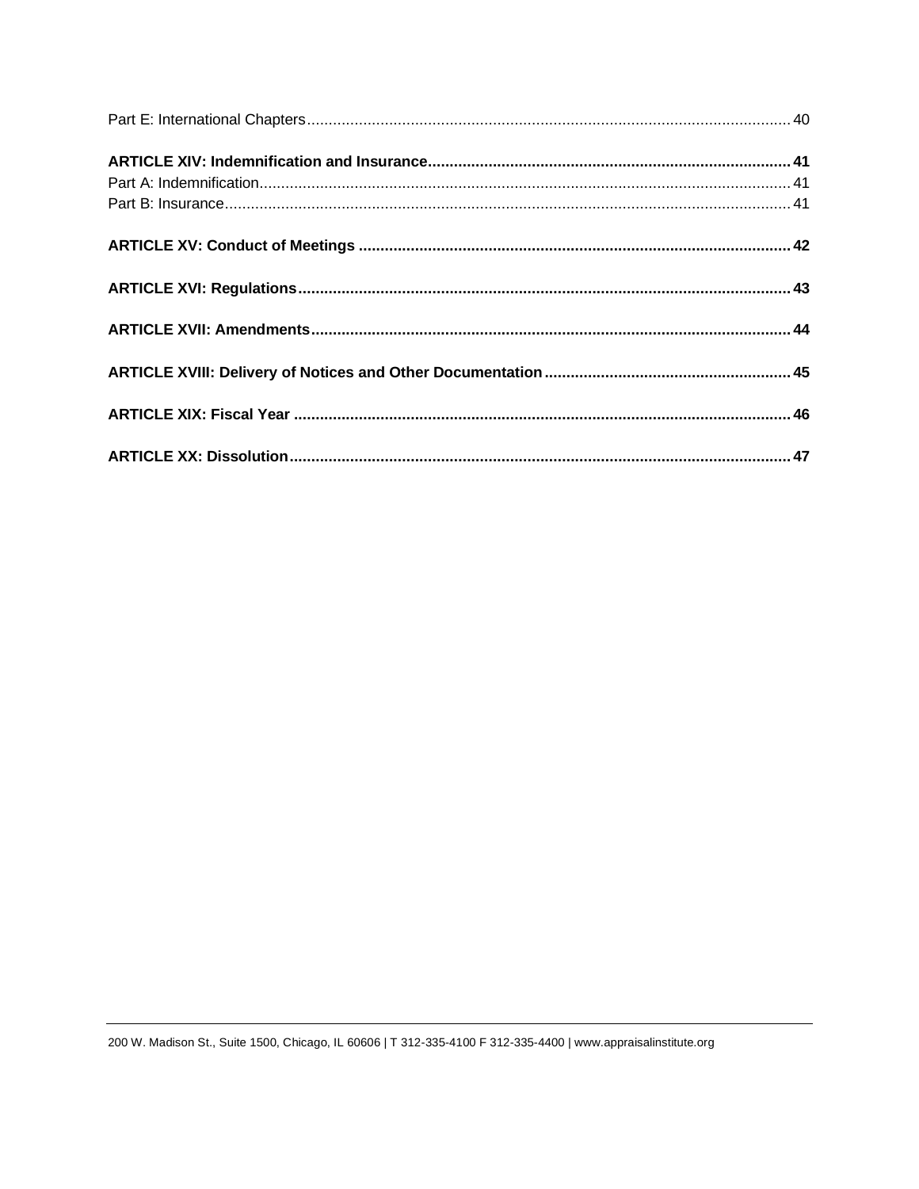Part E: International Chapters .......................................................................................................... 40

**ARTICLE XIV: Indemnification and Insurance .................................................................................. 41**

Part A: Indemnification ...................................................................................................................... 41

Part B: Insurance ................................................................................................................................ 41

**ARTICLE XV: Conduct of Meetings ................................................................................................ 42**

**ARTICLE XVI: Regulations .............................................................................................................. 43**

**ARTICLE XVII: Amendments ........................................................................................................... 44**

**ARTICLE XVIII: Delivery of Notices and Other Documentation ...................................................... 45**

**ARTICLE XIX: Fiscal Year ............................................................................................................... 46**

**ARTICLE XX: Dissolution ................................................................................................................ 47**

200 W. Madison St., Suite 1500, Chicago, IL 60606 | T 312-335-4100 F 312-335-4400 | www.appraisalinstitute.org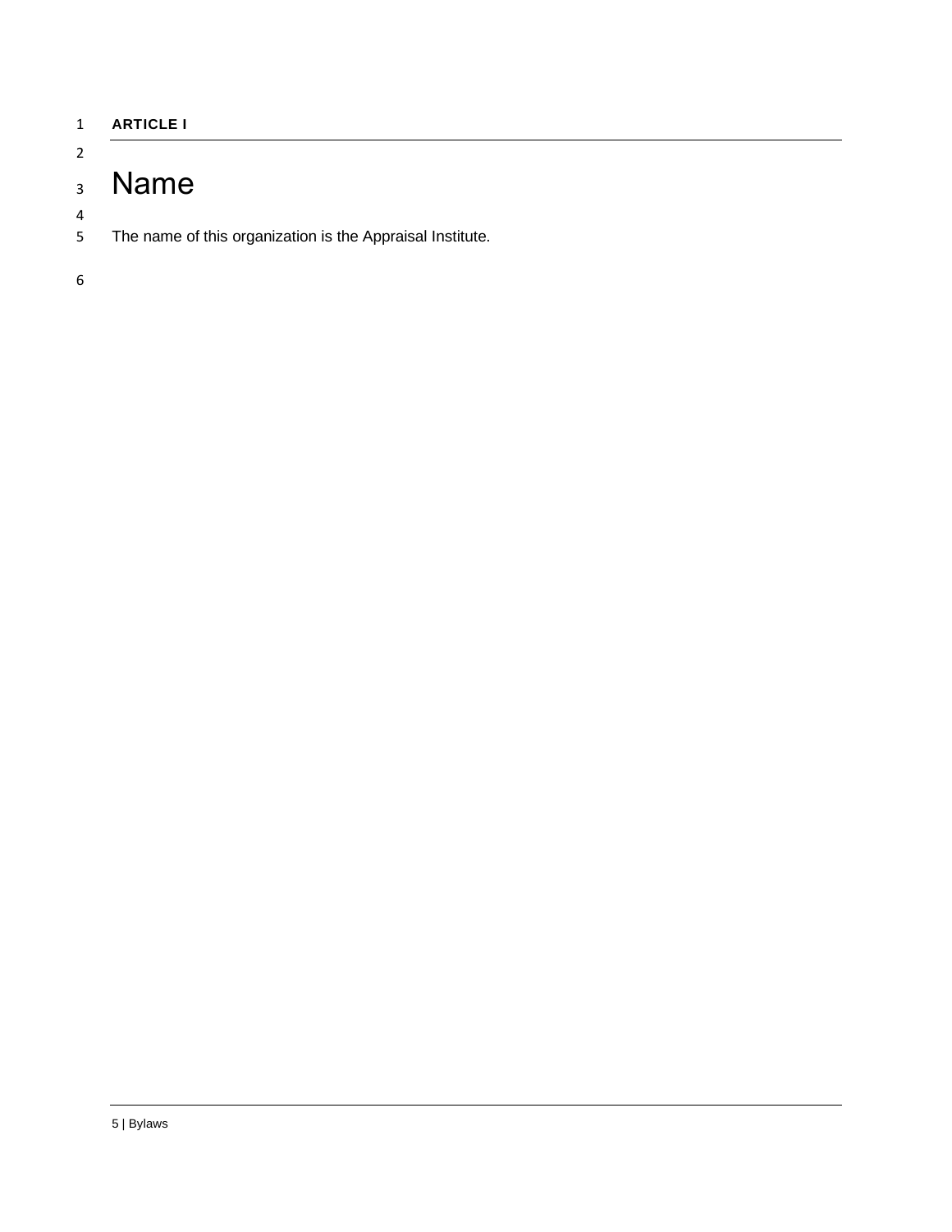**ARTICLE I**

# Name

The name of this organization is the Appraisal Institute.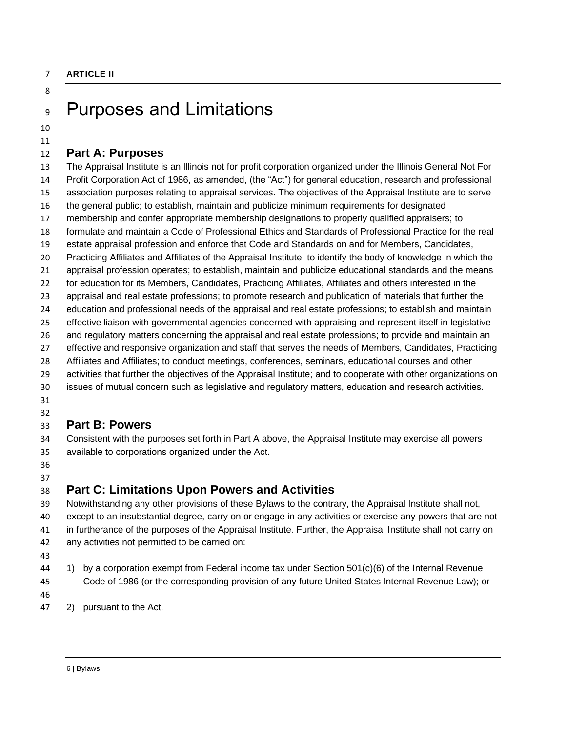**ARTICLE II**

# Purposes and Limitations

## Part A: Purposes

The Appraisal Institute is an Illinois not for profit corporation organized under the Illinois General Not For Profit Corporation Act of 1986, as amended, (the "Act") for general education, research and professional association purposes relating to appraisal services. The objectives of the Appraisal Institute are to serve the general public; to establish, maintain and publicize minimum requirements for designated membership and confer appropriate membership designations to properly qualified appraisers; to formulate and maintain a Code of Professional Ethics and Standards of Professional Practice for the real estate appraisal profession and enforce that Code and Standards on and for Members, Candidates, Practicing Affiliates and Affiliates of the Appraisal Institute; to identify the body of knowledge in which the appraisal profession operates; to establish, maintain and publicize educational standards and the means for education for its Members, Candidates, Practicing Affiliates, Affiliates and others interested in the appraisal and real estate professions; to promote research and publication of materials that further the education and professional needs of the appraisal and real estate professions; to establish and maintain effective liaison with governmental agencies concerned with appraising and represent itself in legislative and regulatory matters concerning the appraisal and real estate professions; to provide and maintain an effective and responsive organization and staff that serves the needs of Members, Candidates, Practicing Affiliates and Affiliates; to conduct meetings, conferences, seminars, educational courses and other activities that further the objectives of the Appraisal Institute; and to cooperate with other organizations on issues of mutual concern such as legislative and regulatory matters, education and research activities.

## Part B: Powers

Consistent with the purposes set forth in Part A above, the Appraisal Institute may exercise all powers available to corporations organized under the Act.

## Part C: Limitations Upon Powers and Activities

Notwithstanding any other provisions of these Bylaws to the contrary, the Appraisal Institute shall not, except to an insubstantial degree, carry on or engage in any activities or exercise any powers that are not in furtherance of the purposes of the Appraisal Institute. Further, the Appraisal Institute shall not carry on any activities not permitted to be carried on:

1) by a corporation exempt from Federal income tax under Section 501(c)(6) of the Internal Revenue Code of 1986 (or the corresponding provision of any future United States Internal Revenue Law); or

2) pursuant to the Act.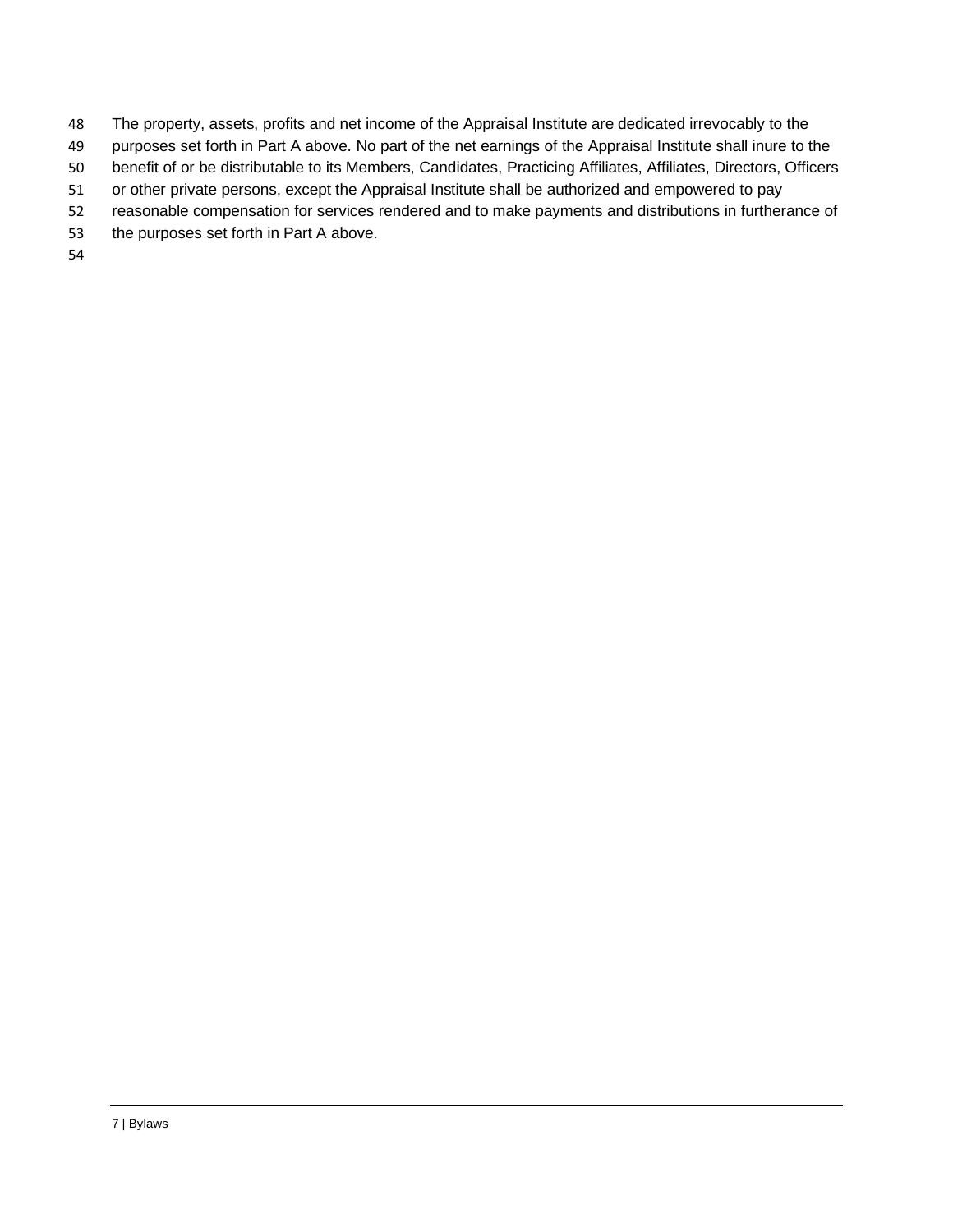The property, assets, profits and net income of the Appraisal Institute are dedicated irrevocably to the purposes set forth in Part A above. No part of the net earnings of the Appraisal Institute shall inure to the benefit of or be distributable to its Members, Candidates, Practicing Affiliates, Affiliates, Directors, Officers or other private persons, except the Appraisal Institute shall be authorized and empowered to pay reasonable compensation for services rendered and to make payments and distributions in furtherance of the purposes set forth in Part A above.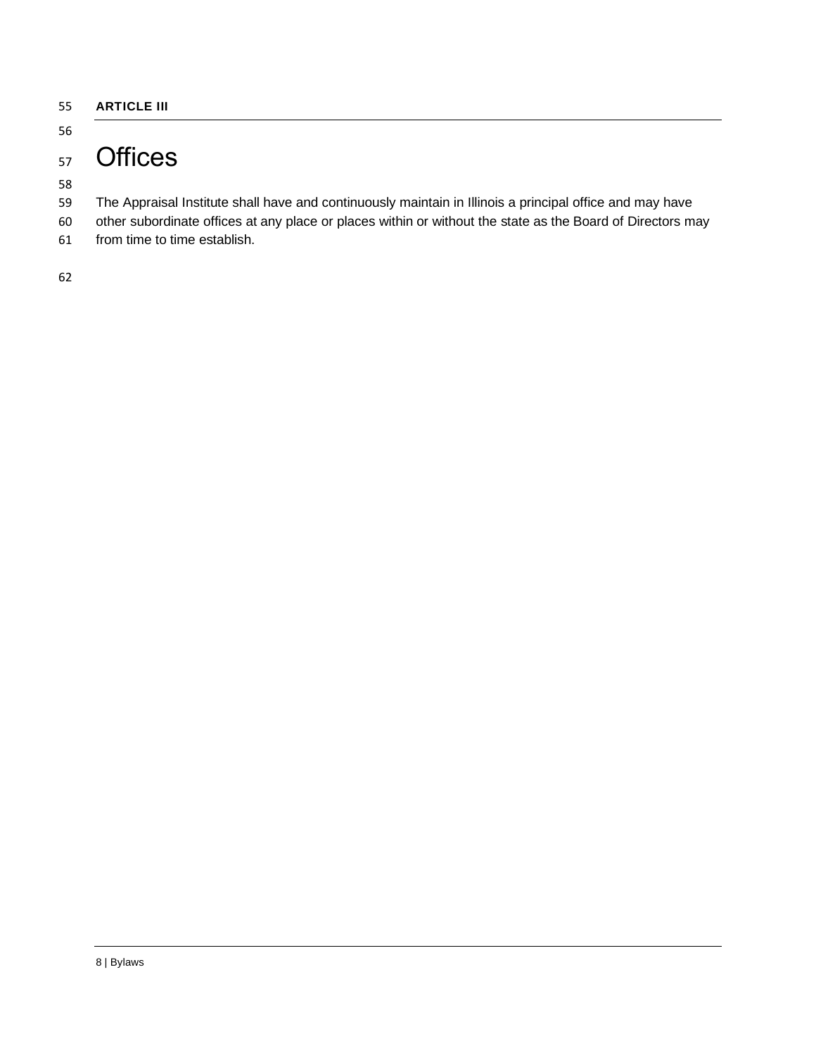**ARTICLE III**

# Offices

The Appraisal Institute shall have and continuously maintain in Illinois a principal office and may have other subordinate offices at any place or places within or without the state as the Board of Directors may from time to time establish.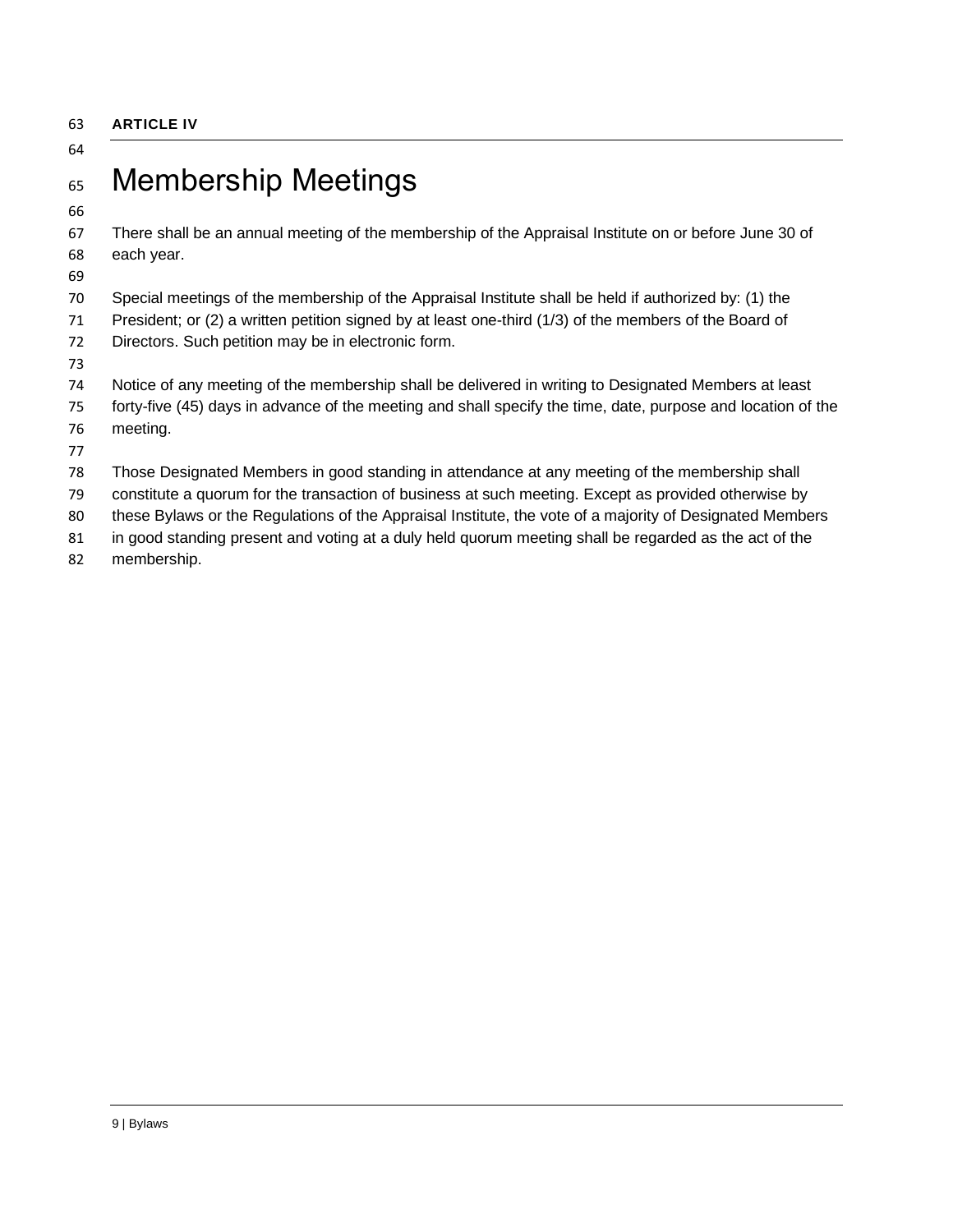**ARTICLE IV**

# Membership Meetings

There shall be an annual meeting of the membership of the Appraisal Institute on or before June 30 of each year.

Special meetings of the membership of the Appraisal Institute shall be held if authorized by: (1) the President; or (2) a written petition signed by at least one-third (1/3) of the members of the Board of Directors. Such petition may be in electronic form.

Notice of any meeting of the membership shall be delivered in writing to Designated Members at least forty-five (45) days in advance of the meeting and shall specify the time, date, purpose and location of the meeting.

Those Designated Members in good standing in attendance at any meeting of the membership shall constitute a quorum for the transaction of business at such meeting. Except as provided otherwise by these Bylaws or the Regulations of the Appraisal Institute, the vote of a majority of Designated Members in good standing present and voting at a duly held quorum meeting shall be regarded as the act of the membership.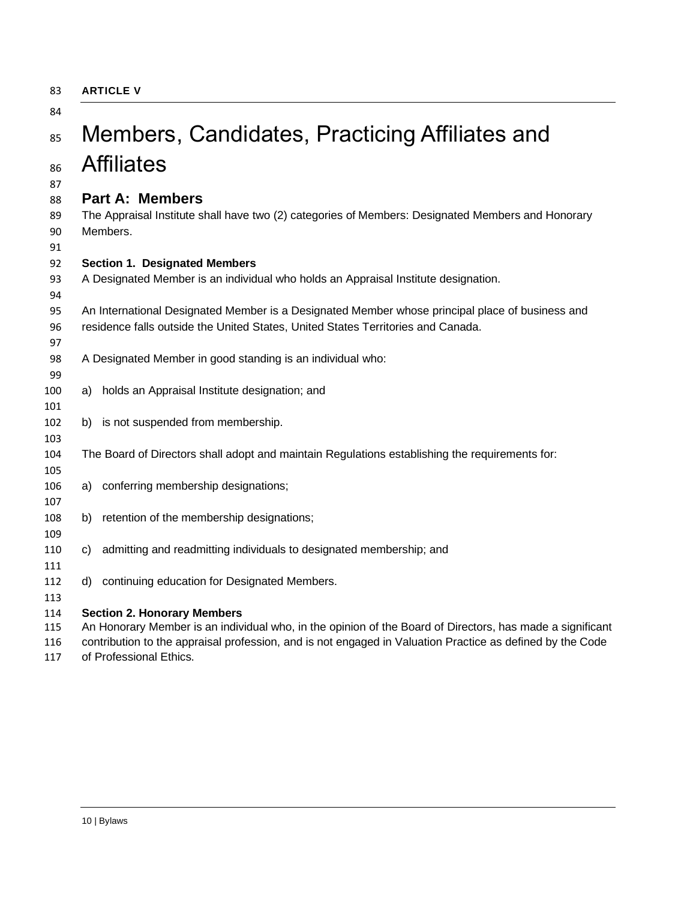**ARTICLE V**

# Members, Candidates, Practicing Affiliates and Affiliates

## Part A: Members

The Appraisal Institute shall have two (2) categories of Members: Designated Members and Honorary Members.

### Section 1. Designated Members

A Designated Member is an individual who holds an Appraisal Institute designation.

An International Designated Member is a Designated Member whose principal place of business and residence falls outside the United States, United States Territories and Canada.

A Designated Member in good standing is an individual who:

a) holds an Appraisal Institute designation; and

b) is not suspended from membership.

The Board of Directors shall adopt and maintain Regulations establishing the requirements for:

a) conferring membership designations;

b) retention of the membership designations;

c) admitting and readmitting individuals to designated membership; and

d) continuing education for Designated Members.

### Section 2. Honorary Members

An Honorary Member is an individual who, in the opinion of the Board of Directors, has made a significant contribution to the appraisal profession, and is not engaged in Valuation Practice as defined by the Code of Professional Ethics.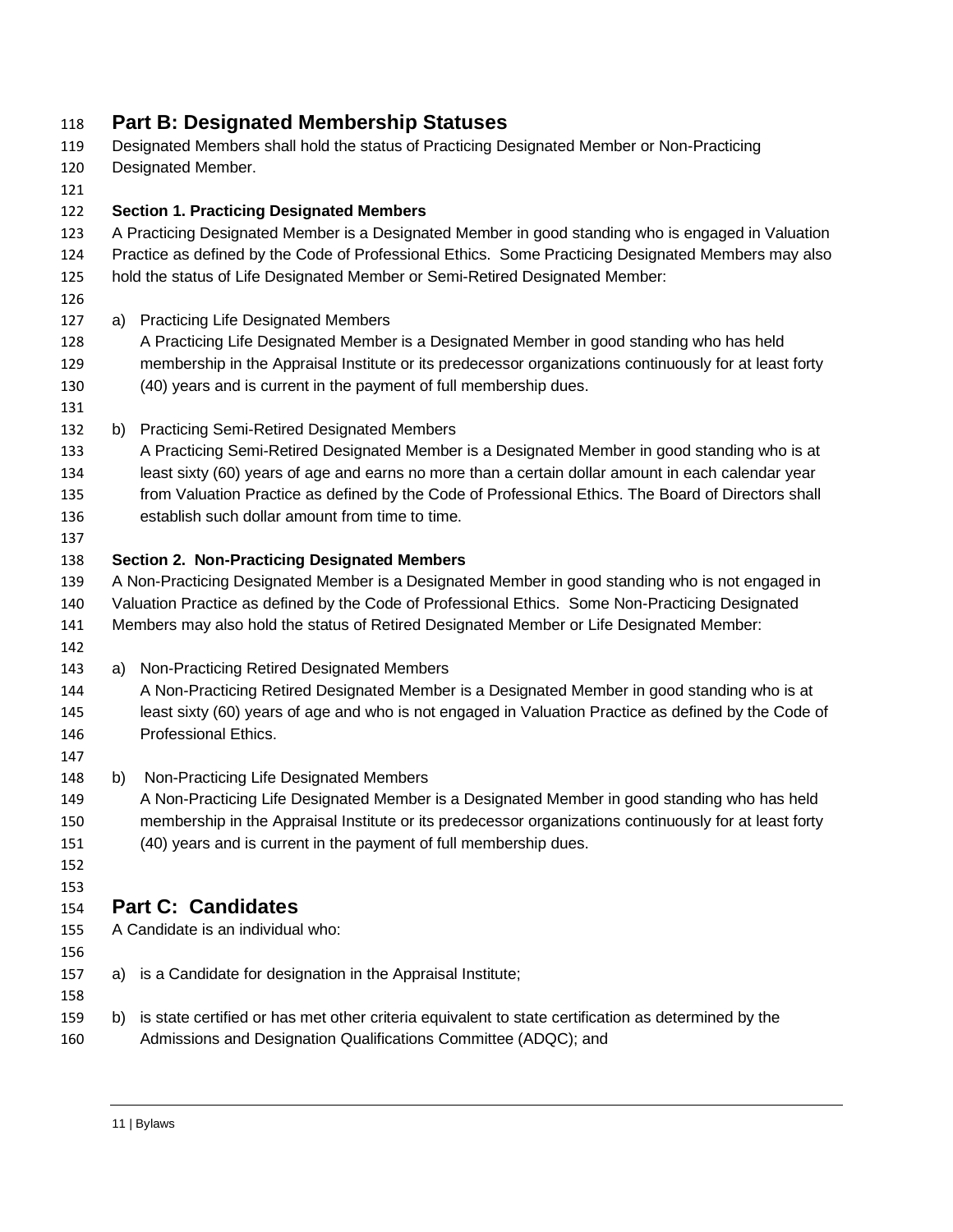## Part B: Designated Membership Statuses

Designated Members shall hold the status of Practicing Designated Member or Non-Practicing Designated Member.

**Section 1. Practicing Designated Members**

A Practicing Designated Member is a Designated Member in good standing who is engaged in Valuation Practice as defined by the Code of Professional Ethics. Some Practicing Designated Members may also hold the status of Life Designated Member or Semi-Retired Designated Member:

a) Practicing Life Designated Members
   A Practicing Life Designated Member is a Designated Member in good standing who has held membership in the Appraisal Institute or its predecessor organizations continuously for at least forty (40) years and is current in the payment of full membership dues.

b) Practicing Semi-Retired Designated Members
   A Practicing Semi-Retired Designated Member is a Designated Member in good standing who is at least sixty (60) years of age and earns no more than a certain dollar amount in each calendar year from Valuation Practice as defined by the Code of Professional Ethics. The Board of Directors shall establish such dollar amount from time to time.

**Section 2. Non-Practicing Designated Members**

A Non-Practicing Designated Member is a Designated Member in good standing who is not engaged in Valuation Practice as defined by the Code of Professional Ethics. Some Non-Practicing Designated Members may also hold the status of Retired Designated Member or Life Designated Member:

a) Non-Practicing Retired Designated Members
   A Non-Practicing Retired Designated Member is a Designated Member in good standing who is at least sixty (60) years of age and who is not engaged in Valuation Practice as defined by the Code of Professional Ethics.

b) Non-Practicing Life Designated Members
   A Non-Practicing Life Designated Member is a Designated Member in good standing who has held membership in the Appraisal Institute or its predecessor organizations continuously for at least forty (40) years and is current in the payment of full membership dues.

## Part C: Candidates

A Candidate is an individual who:

a) is a Candidate for designation in the Appraisal Institute;

b) is state certified or has met other criteria equivalent to state certification as determined by the Admissions and Designation Qualifications Committee (ADQC); and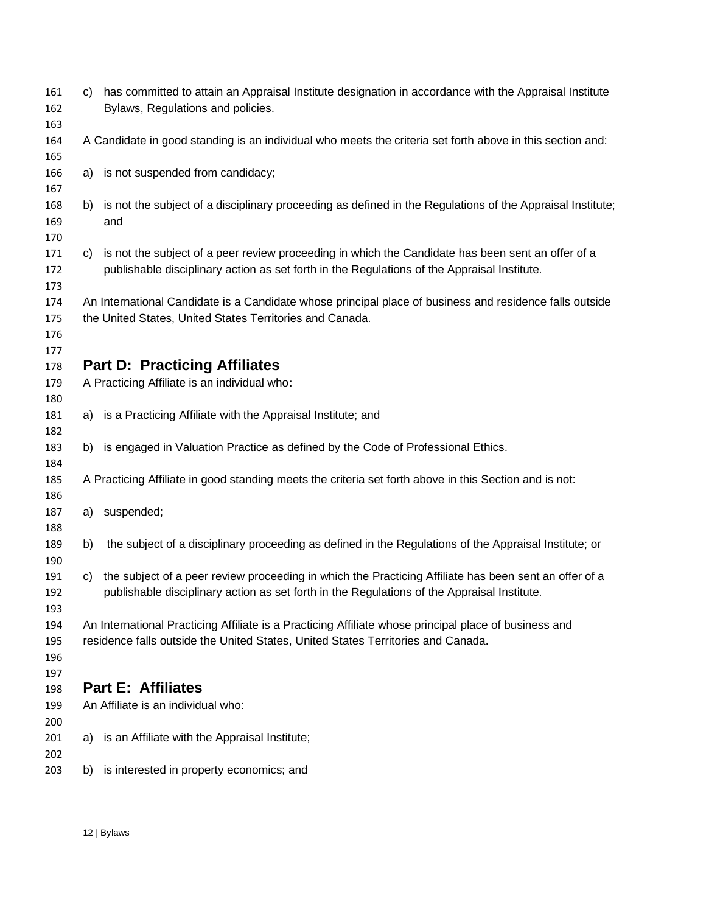c) has committed to attain an Appraisal Institute designation in accordance with the Appraisal Institute Bylaws, Regulations and policies.

A Candidate in good standing is an individual who meets the criteria set forth above in this section and:

a) is not suspended from candidacy;

b) is not the subject of a disciplinary proceeding as defined in the Regulations of the Appraisal Institute; and

c) is not the subject of a peer review proceeding in which the Candidate has been sent an offer of a publishable disciplinary action as set forth in the Regulations of the Appraisal Institute.

An International Candidate is a Candidate whose principal place of business and residence falls outside the United States, United States Territories and Canada.

## Part D: Practicing Affiliates

A Practicing Affiliate is an individual who**:**

a) is a Practicing Affiliate with the Appraisal Institute; and

b) is engaged in Valuation Practice as defined by the Code of Professional Ethics.

A Practicing Affiliate in good standing meets the criteria set forth above in this Section and is not:

a) suspended;

b) the subject of a disciplinary proceeding as defined in the Regulations of the Appraisal Institute; or

c) the subject of a peer review proceeding in which the Practicing Affiliate has been sent an offer of a publishable disciplinary action as set forth in the Regulations of the Appraisal Institute.

An International Practicing Affiliate is a Practicing Affiliate whose principal place of business and residence falls outside the United States, United States Territories and Canada.

## Part E: Affiliates

An Affiliate is an individual who:

a) is an Affiliate with the Appraisal Institute;

b) is interested in property economics; and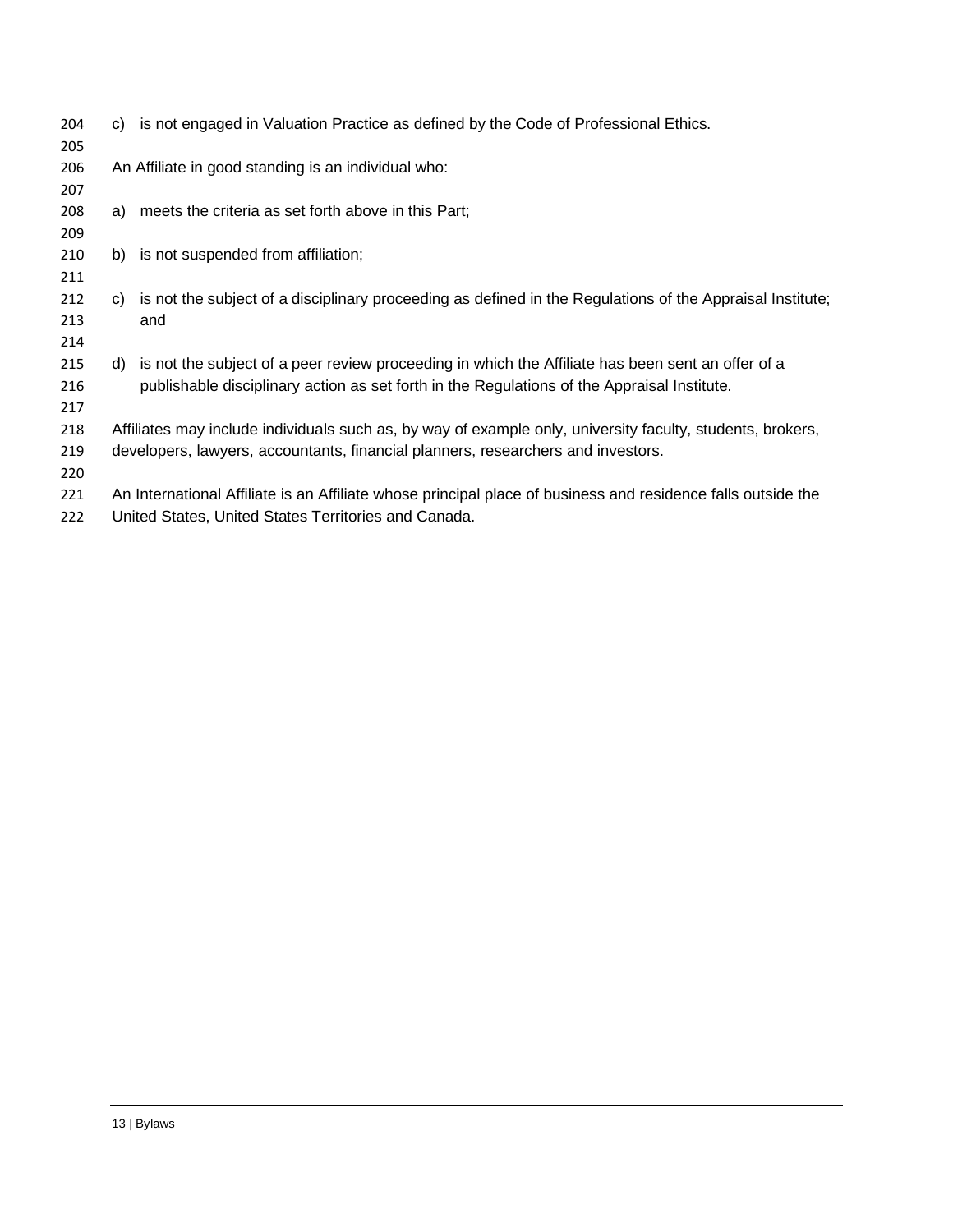c) is not engaged in Valuation Practice as defined by the Code of Professional Ethics.

An Affiliate in good standing is an individual who:

a) meets the criteria as set forth above in this Part;

b) is not suspended from affiliation;

c) is not the subject of a disciplinary proceeding as defined in the Regulations of the Appraisal Institute; and

d) is not the subject of a peer review proceeding in which the Affiliate has been sent an offer of a publishable disciplinary action as set forth in the Regulations of the Appraisal Institute.

Affiliates may include individuals such as, by way of example only, university faculty, students, brokers, developers, lawyers, accountants, financial planners, researchers and investors.

An International Affiliate is an Affiliate whose principal place of business and residence falls outside the United States, United States Territories and Canada.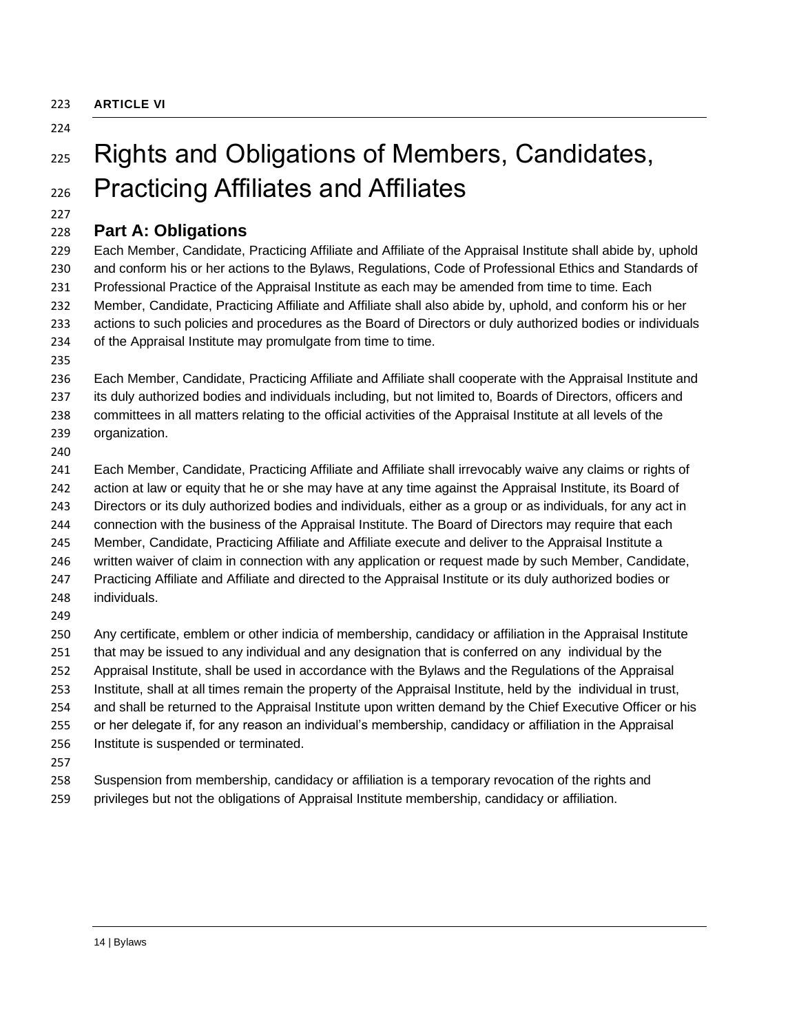**ARTICLE VI**

# Rights and Obligations of Members, Candidates, Practicing Affiliates and Affiliates

## Part A: Obligations

Each Member, Candidate, Practicing Affiliate and Affiliate of the Appraisal Institute shall abide by, uphold and conform his or her actions to the Bylaws, Regulations, Code of Professional Ethics and Standards of Professional Practice of the Appraisal Institute as each may be amended from time to time. Each Member, Candidate, Practicing Affiliate and Affiliate shall also abide by, uphold, and conform his or her actions to such policies and procedures as the Board of Directors or duly authorized bodies or individuals of the Appraisal Institute may promulgate from time to time.

Each Member, Candidate, Practicing Affiliate and Affiliate shall cooperate with the Appraisal Institute and its duly authorized bodies and individuals including, but not limited to, Boards of Directors, officers and committees in all matters relating to the official activities of the Appraisal Institute at all levels of the organization.

Each Member, Candidate, Practicing Affiliate and Affiliate shall irrevocably waive any claims or rights of action at law or equity that he or she may have at any time against the Appraisal Institute, its Board of Directors or its duly authorized bodies and individuals, either as a group or as individuals, for any act in connection with the business of the Appraisal Institute. The Board of Directors may require that each Member, Candidate, Practicing Affiliate and Affiliate execute and deliver to the Appraisal Institute a written waiver of claim in connection with any application or request made by such Member, Candidate, Practicing Affiliate and Affiliate and directed to the Appraisal Institute or its duly authorized bodies or individuals.

Any certificate, emblem or other indicia of membership, candidacy or affiliation in the Appraisal Institute that may be issued to any individual and any designation that is conferred on any individual by the Appraisal Institute, shall be used in accordance with the Bylaws and the Regulations of the Appraisal Institute, shall at all times remain the property of the Appraisal Institute, held by the individual in trust, and shall be returned to the Appraisal Institute upon written demand by the Chief Executive Officer or his or her delegate if, for any reason an individual's membership, candidacy or affiliation in the Appraisal Institute is suspended or terminated.

Suspension from membership, candidacy or affiliation is a temporary revocation of the rights and privileges but not the obligations of Appraisal Institute membership, candidacy or affiliation.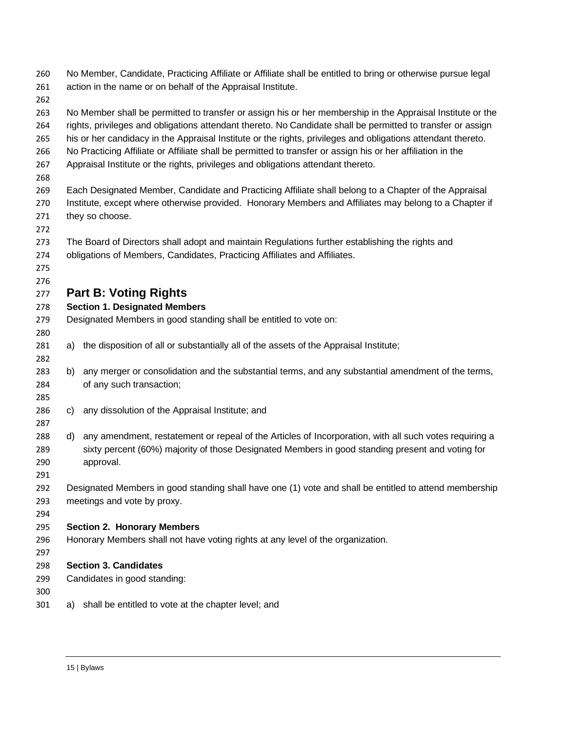No Member, Candidate, Practicing Affiliate or Affiliate shall be entitled to bring or otherwise pursue legal action in the name or on behalf of the Appraisal Institute.

No Member shall be permitted to transfer or assign his or her membership in the Appraisal Institute or the rights, privileges and obligations attendant thereto. No Candidate shall be permitted to transfer or assign his or her candidacy in the Appraisal Institute or the rights, privileges and obligations attendant thereto. No Practicing Affiliate or Affiliate shall be permitted to transfer or assign his or her affiliation in the Appraisal Institute or the rights, privileges and obligations attendant thereto.

Each Designated Member, Candidate and Practicing Affiliate shall belong to a Chapter of the Appraisal Institute, except where otherwise provided. Honorary Members and Affiliates may belong to a Chapter if they so choose.

The Board of Directors shall adopt and maintain Regulations further establishing the rights and obligations of Members, Candidates, Practicing Affiliates and Affiliates.

## Part B: Voting Rights

**Section 1. Designated Members**

Designated Members in good standing shall be entitled to vote on:

a) the disposition of all or substantially all of the assets of the Appraisal Institute;

b) any merger or consolidation and the substantial terms, and any substantial amendment of the terms, of any such transaction;

c) any dissolution of the Appraisal Institute; and

d) any amendment, restatement or repeal of the Articles of Incorporation, with all such votes requiring a sixty percent (60%) majority of those Designated Members in good standing present and voting for approval.

Designated Members in good standing shall have one (1) vote and shall be entitled to attend membership meetings and vote by proxy.

**Section 2. Honorary Members**

Honorary Members shall not have voting rights at any level of the organization.

**Section 3. Candidates**

Candidates in good standing:

a) shall be entitled to vote at the chapter level; and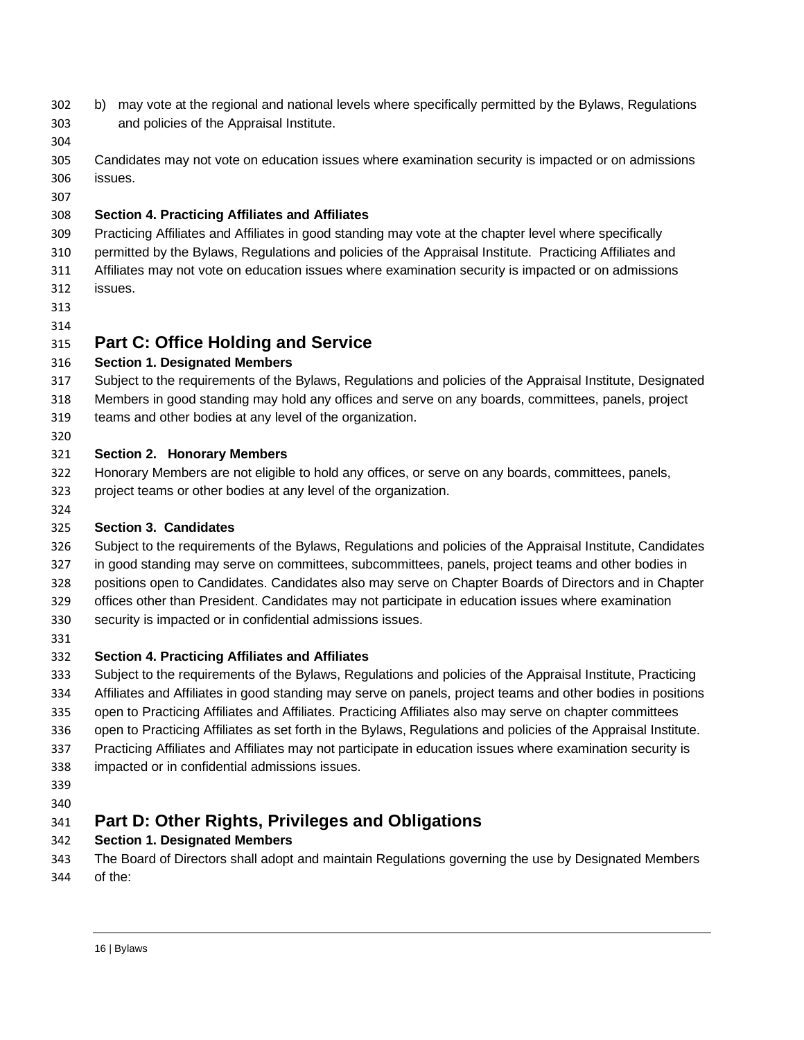b) may vote at the regional and national levels where specifically permitted by the Bylaws, Regulations and policies of the Appraisal Institute.

Candidates may not vote on education issues where examination security is impacted or on admissions issues.

**Section 4. Practicing Affiliates and Affiliates**

Practicing Affiliates and Affiliates in good standing may vote at the chapter level where specifically permitted by the Bylaws, Regulations and policies of the Appraisal Institute. Practicing Affiliates and Affiliates may not vote on education issues where examination security is impacted or on admissions issues.

## Part C: Office Holding and Service

**Section 1. Designated Members**

Subject to the requirements of the Bylaws, Regulations and policies of the Appraisal Institute, Designated Members in good standing may hold any offices and serve on any boards, committees, panels, project teams and other bodies at any level of the organization.

**Section 2. Honorary Members**

Honorary Members are not eligible to hold any offices, or serve on any boards, committees, panels, project teams or other bodies at any level of the organization.

**Section 3. Candidates**

Subject to the requirements of the Bylaws, Regulations and policies of the Appraisal Institute, Candidates in good standing may serve on committees, subcommittees, panels, project teams and other bodies in positions open to Candidates. Candidates also may serve on Chapter Boards of Directors and in Chapter offices other than President. Candidates may not participate in education issues where examination security is impacted or in confidential admissions issues.

**Section 4. Practicing Affiliates and Affiliates**

Subject to the requirements of the Bylaws, Regulations and policies of the Appraisal Institute, Practicing Affiliates and Affiliates in good standing may serve on panels, project teams and other bodies in positions open to Practicing Affiliates and Affiliates. Practicing Affiliates also may serve on chapter committees open to Practicing Affiliates as set forth in the Bylaws, Regulations and policies of the Appraisal Institute. Practicing Affiliates and Affiliates may not participate in education issues where examination security is impacted or in confidential admissions issues.

## Part D: Other Rights, Privileges and Obligations

**Section 1. Designated Members**

The Board of Directors shall adopt and maintain Regulations governing the use by Designated Members of the: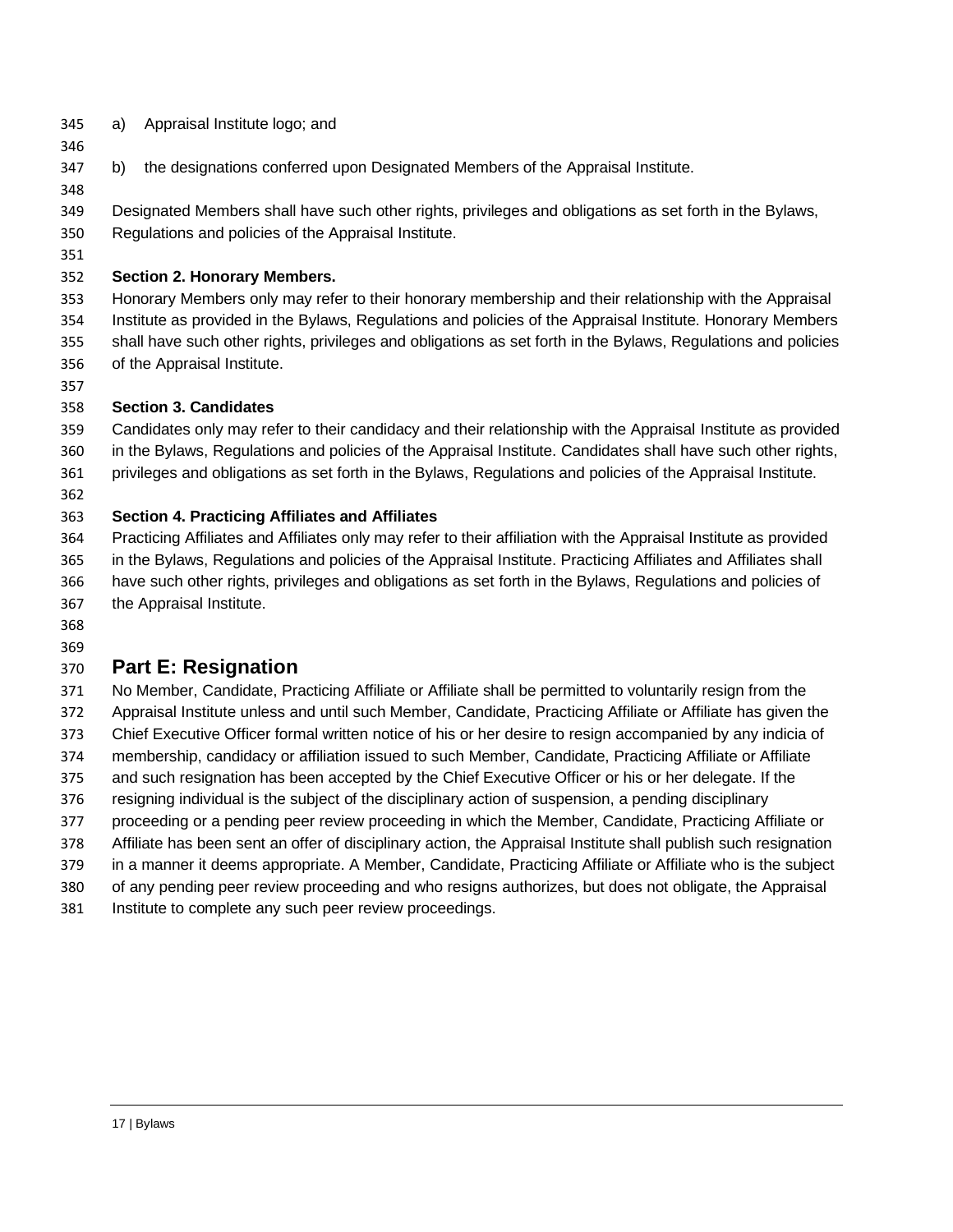a) Appraisal Institute logo; and

b) the designations conferred upon Designated Members of the Appraisal Institute.

Designated Members shall have such other rights, privileges and obligations as set forth in the Bylaws, Regulations and policies of the Appraisal Institute.

**Section 2. Honorary Members.**
Honorary Members only may refer to their honorary membership and their relationship with the Appraisal Institute as provided in the Bylaws, Regulations and policies of the Appraisal Institute. Honorary Members shall have such other rights, privileges and obligations as set forth in the Bylaws, Regulations and policies of the Appraisal Institute.

**Section 3. Candidates**
Candidates only may refer to their candidacy and their relationship with the Appraisal Institute as provided in the Bylaws, Regulations and policies of the Appraisal Institute. Candidates shall have such other rights, privileges and obligations as set forth in the Bylaws, Regulations and policies of the Appraisal Institute.

**Section 4. Practicing Affiliates and Affiliates**
Practicing Affiliates and Affiliates only may refer to their affiliation with the Appraisal Institute as provided in the Bylaws, Regulations and policies of the Appraisal Institute. Practicing Affiliates and Affiliates shall have such other rights, privileges and obligations as set forth in the Bylaws, Regulations and policies of the Appraisal Institute.

## Part E: Resignation

No Member, Candidate, Practicing Affiliate or Affiliate shall be permitted to voluntarily resign from the Appraisal Institute unless and until such Member, Candidate, Practicing Affiliate or Affiliate has given the Chief Executive Officer formal written notice of his or her desire to resign accompanied by any indicia of membership, candidacy or affiliation issued to such Member, Candidate, Practicing Affiliate or Affiliate and such resignation has been accepted by the Chief Executive Officer or his or her delegate. If the resigning individual is the subject of the disciplinary action of suspension, a pending disciplinary proceeding or a pending peer review proceeding in which the Member, Candidate, Practicing Affiliate or Affiliate has been sent an offer of disciplinary action, the Appraisal Institute shall publish such resignation in a manner it deems appropriate. A Member, Candidate, Practicing Affiliate or Affiliate who is the subject of any pending peer review proceeding and who resigns authorizes, but does not obligate, the Appraisal Institute to complete any such peer review proceedings.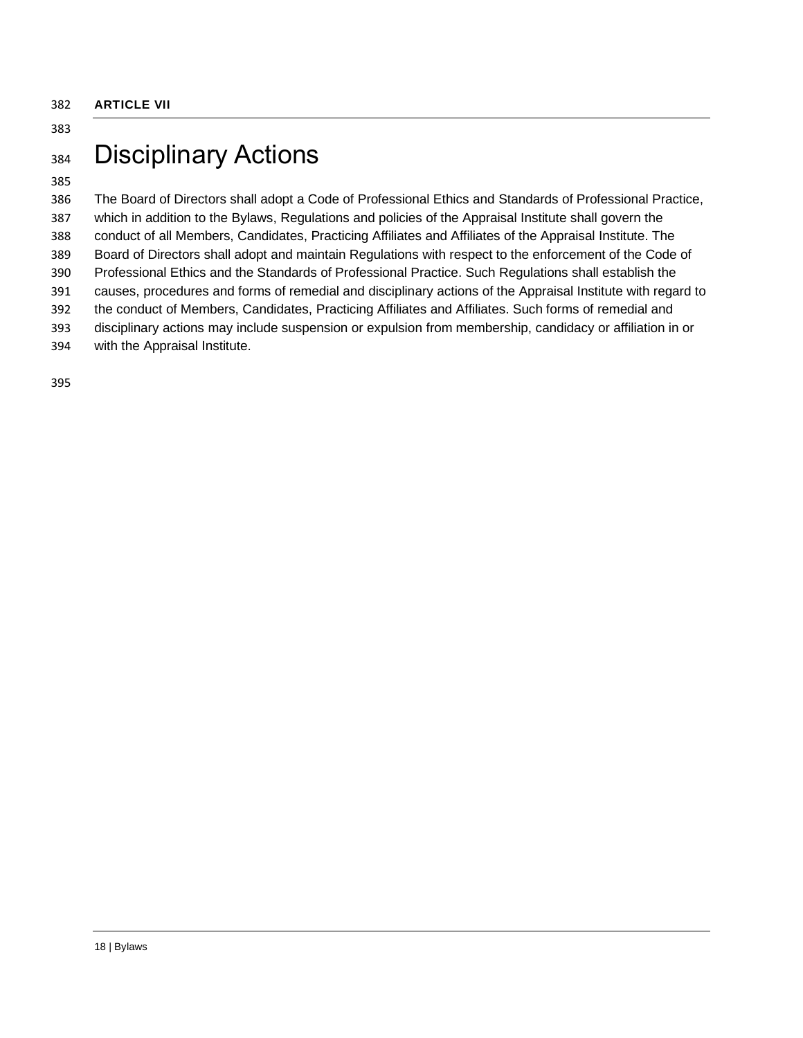**ARTICLE VII**

# Disciplinary Actions

The Board of Directors shall adopt a Code of Professional Ethics and Standards of Professional Practice, which in addition to the Bylaws, Regulations and policies of the Appraisal Institute shall govern the conduct of all Members, Candidates, Practicing Affiliates and Affiliates of the Appraisal Institute. The Board of Directors shall adopt and maintain Regulations with respect to the enforcement of the Code of Professional Ethics and the Standards of Professional Practice. Such Regulations shall establish the causes, procedures and forms of remedial and disciplinary actions of the Appraisal Institute with regard to the conduct of Members, Candidates, Practicing Affiliates and Affiliates. Such forms of remedial and disciplinary actions may include suspension or expulsion from membership, candidacy or affiliation in or with the Appraisal Institute.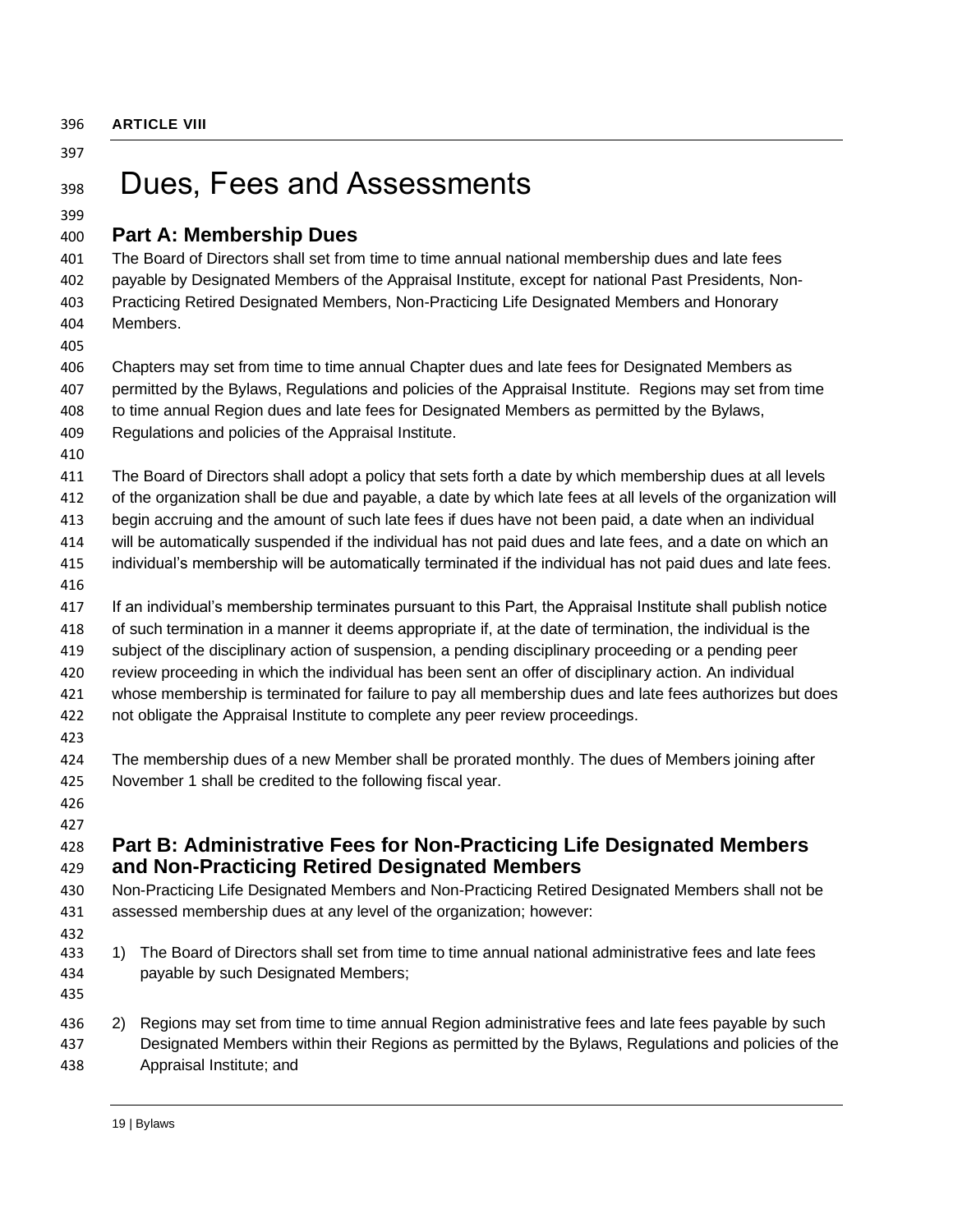**ARTICLE VIII**

# Dues, Fees and Assessments

## Part A: Membership Dues

The Board of Directors shall set from time to time annual national membership dues and late fees payable by Designated Members of the Appraisal Institute, except for national Past Presidents, Non-Practicing Retired Designated Members, Non-Practicing Life Designated Members and Honorary Members.

Chapters may set from time to time annual Chapter dues and late fees for Designated Members as permitted by the Bylaws, Regulations and policies of the Appraisal Institute. Regions may set from time to time annual Region dues and late fees for Designated Members as permitted by the Bylaws, Regulations and policies of the Appraisal Institute.

The Board of Directors shall adopt a policy that sets forth a date by which membership dues at all levels of the organization shall be due and payable, a date by which late fees at all levels of the organization will begin accruing and the amount of such late fees if dues have not been paid, a date when an individual will be automatically suspended if the individual has not paid dues and late fees, and a date on which an individual's membership will be automatically terminated if the individual has not paid dues and late fees.

If an individual's membership terminates pursuant to this Part, the Appraisal Institute shall publish notice of such termination in a manner it deems appropriate if, at the date of termination, the individual is the subject of the disciplinary action of suspension, a pending disciplinary proceeding or a pending peer review proceeding in which the individual has been sent an offer of disciplinary action. An individual whose membership is terminated for failure to pay all membership dues and late fees authorizes but does not obligate the Appraisal Institute to complete any peer review proceedings.

The membership dues of a new Member shall be prorated monthly. The dues of Members joining after November 1 shall be credited to the following fiscal year.

## Part B: Administrative Fees for Non-Practicing Life Designated Members and Non-Practicing Retired Designated Members

Non-Practicing Life Designated Members and Non-Practicing Retired Designated Members shall not be assessed membership dues at any level of the organization; however:

1) The Board of Directors shall set from time to time annual national administrative fees and late fees payable by such Designated Members;

2) Regions may set from time to time annual Region administrative fees and late fees payable by such Designated Members within their Regions as permitted by the Bylaws, Regulations and policies of the Appraisal Institute; and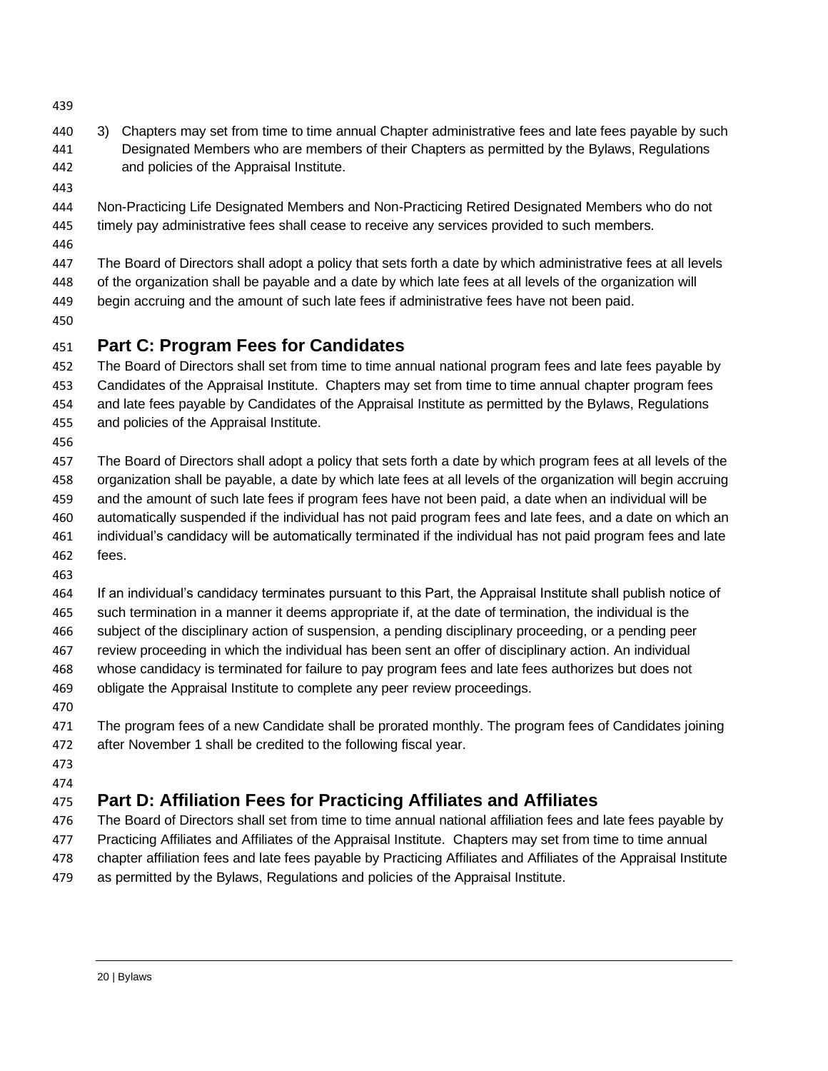3) Chapters may set from time to time annual Chapter administrative fees and late fees payable by such Designated Members who are members of their Chapters as permitted by the Bylaws, Regulations and policies of the Appraisal Institute.

Non-Practicing Life Designated Members and Non-Practicing Retired Designated Members who do not timely pay administrative fees shall cease to receive any services provided to such members.

The Board of Directors shall adopt a policy that sets forth a date by which administrative fees at all levels of the organization shall be payable and a date by which late fees at all levels of the organization will begin accruing and the amount of such late fees if administrative fees have not been paid.

## Part C: Program Fees for Candidates

The Board of Directors shall set from time to time annual national program fees and late fees payable by Candidates of the Appraisal Institute. Chapters may set from time to time annual chapter program fees and late fees payable by Candidates of the Appraisal Institute as permitted by the Bylaws, Regulations and policies of the Appraisal Institute.

The Board of Directors shall adopt a policy that sets forth a date by which program fees at all levels of the organization shall be payable, a date by which late fees at all levels of the organization will begin accruing and the amount of such late fees if program fees have not been paid, a date when an individual will be automatically suspended if the individual has not paid program fees and late fees, and a date on which an individual's candidacy will be automatically terminated if the individual has not paid program fees and late fees.

If an individual's candidacy terminates pursuant to this Part, the Appraisal Institute shall publish notice of such termination in a manner it deems appropriate if, at the date of termination, the individual is the subject of the disciplinary action of suspension, a pending disciplinary proceeding, or a pending peer review proceeding in which the individual has been sent an offer of disciplinary action. An individual whose candidacy is terminated for failure to pay program fees and late fees authorizes but does not obligate the Appraisal Institute to complete any peer review proceedings.

The program fees of a new Candidate shall be prorated monthly. The program fees of Candidates joining after November 1 shall be credited to the following fiscal year.

## Part D: Affiliation Fees for Practicing Affiliates and Affiliates

The Board of Directors shall set from time to time annual national affiliation fees and late fees payable by Practicing Affiliates and Affiliates of the Appraisal Institute. Chapters may set from time to time annual chapter affiliation fees and late fees payable by Practicing Affiliates and Affiliates of the Appraisal Institute as permitted by the Bylaws, Regulations and policies of the Appraisal Institute.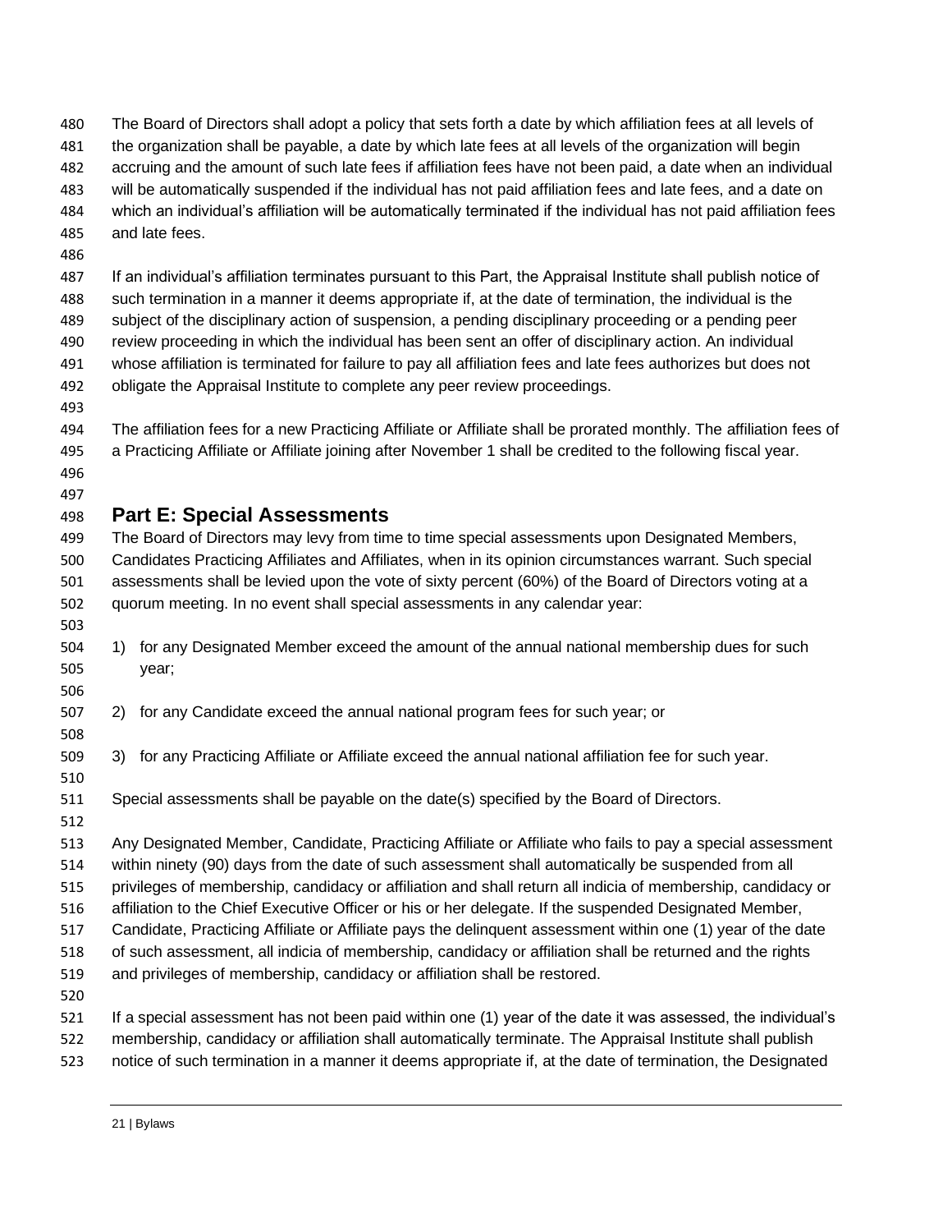The Board of Directors shall adopt a policy that sets forth a date by which affiliation fees at all levels of the organization shall be payable, a date by which late fees at all levels of the organization will begin accruing and the amount of such late fees if affiliation fees have not been paid, a date when an individual will be automatically suspended if the individual has not paid affiliation fees and late fees, and a date on which an individual's affiliation will be automatically terminated if the individual has not paid affiliation fees and late fees.

If an individual's affiliation terminates pursuant to this Part, the Appraisal Institute shall publish notice of such termination in a manner it deems appropriate if, at the date of termination, the individual is the subject of the disciplinary action of suspension, a pending disciplinary proceeding or a pending peer review proceeding in which the individual has been sent an offer of disciplinary action. An individual whose affiliation is terminated for failure to pay all affiliation fees and late fees authorizes but does not obligate the Appraisal Institute to complete any peer review proceedings.

The affiliation fees for a new Practicing Affiliate or Affiliate shall be prorated monthly. The affiliation fees of a Practicing Affiliate or Affiliate joining after November 1 shall be credited to the following fiscal year.

## Part E: Special Assessments

The Board of Directors may levy from time to time special assessments upon Designated Members, Candidates Practicing Affiliates and Affiliates, when in its opinion circumstances warrant. Such special assessments shall be levied upon the vote of sixty percent (60%) of the Board of Directors voting at a quorum meeting. In no event shall special assessments in any calendar year:

1) for any Designated Member exceed the amount of the annual national membership dues for such year;

2) for any Candidate exceed the annual national program fees for such year; or

3) for any Practicing Affiliate or Affiliate exceed the annual national affiliation fee for such year.

Special assessments shall be payable on the date(s) specified by the Board of Directors.

Any Designated Member, Candidate, Practicing Affiliate or Affiliate who fails to pay a special assessment within ninety (90) days from the date of such assessment shall automatically be suspended from all privileges of membership, candidacy or affiliation and shall return all indicia of membership, candidacy or affiliation to the Chief Executive Officer or his or her delegate. If the suspended Designated Member, Candidate, Practicing Affiliate or Affiliate pays the delinquent assessment within one (1) year of the date of such assessment, all indicia of membership, candidacy or affiliation shall be returned and the rights and privileges of membership, candidacy or affiliation shall be restored.

If a special assessment has not been paid within one (1) year of the date it was assessed, the individual's membership, candidacy or affiliation shall automatically terminate. The Appraisal Institute shall publish notice of such termination in a manner it deems appropriate if, at the date of termination, the Designated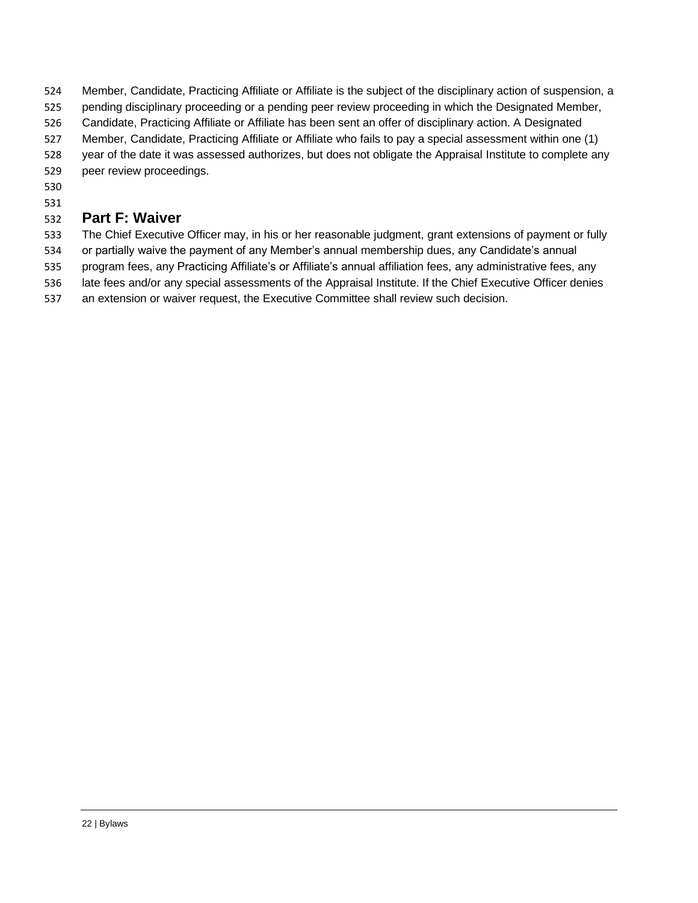Member, Candidate, Practicing Affiliate or Affiliate is the subject of the disciplinary action of suspension, a pending disciplinary proceeding or a pending peer review proceeding in which the Designated Member, Candidate, Practicing Affiliate or Affiliate has been sent an offer of disciplinary action. A Designated Member, Candidate, Practicing Affiliate or Affiliate who fails to pay a special assessment within one (1) year of the date it was assessed authorizes, but does not obligate the Appraisal Institute to complete any peer review proceedings.

## Part F: Waiver

The Chief Executive Officer may, in his or her reasonable judgment, grant extensions of payment or fully or partially waive the payment of any Member's annual membership dues, any Candidate's annual program fees, any Practicing Affiliate's or Affiliate's annual affiliation fees, any administrative fees, any late fees and/or any special assessments of the Appraisal Institute. If the Chief Executive Officer denies an extension or waiver request, the Executive Committee shall review such decision.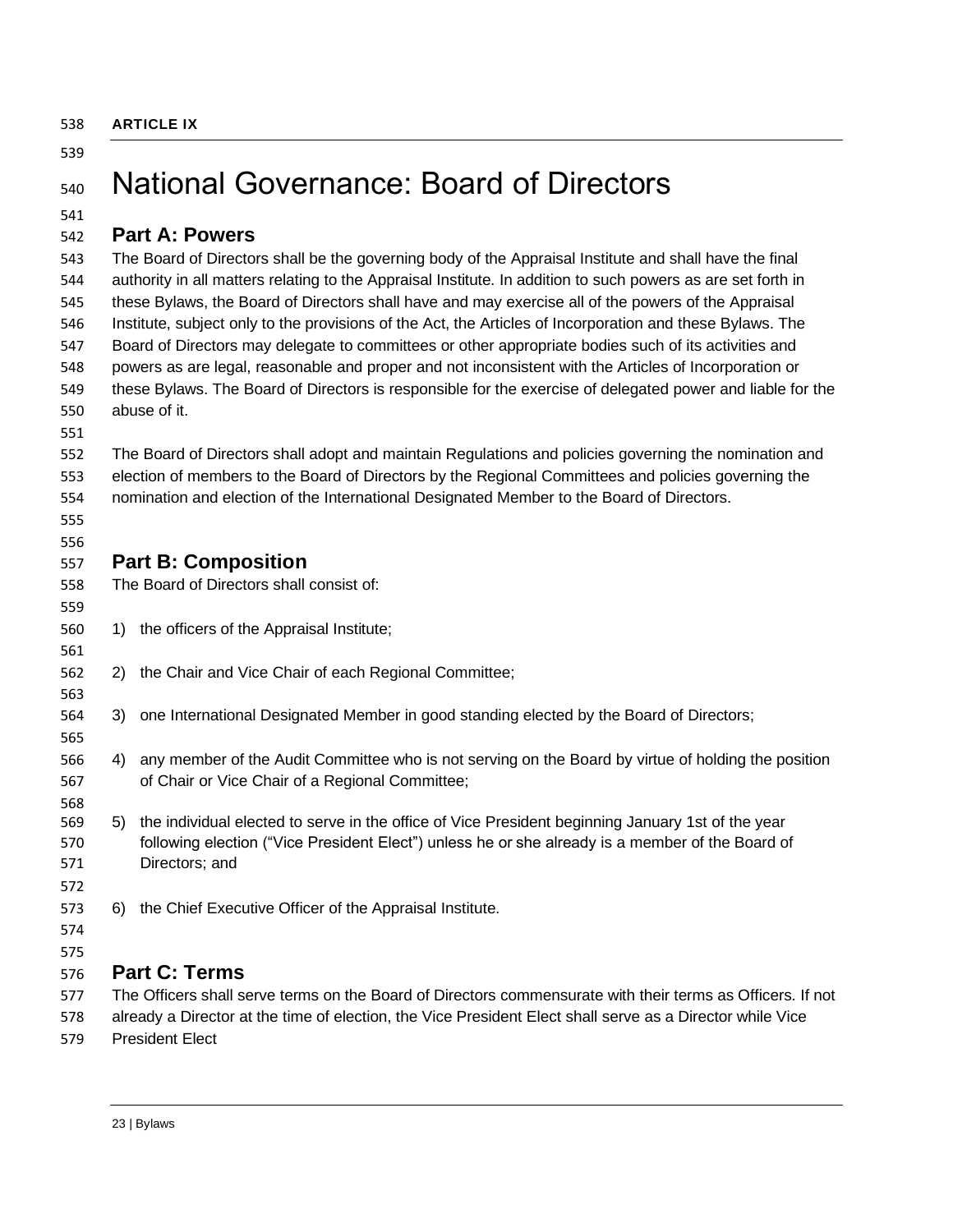**ARTICLE IX**

# National Governance: Board of Directors

## Part A: Powers

The Board of Directors shall be the governing body of the Appraisal Institute and shall have the final authority in all matters relating to the Appraisal Institute. In addition to such powers as are set forth in these Bylaws, the Board of Directors shall have and may exercise all of the powers of the Appraisal Institute, subject only to the provisions of the Act, the Articles of Incorporation and these Bylaws. The Board of Directors may delegate to committees or other appropriate bodies such of its activities and powers as are legal, reasonable and proper and not inconsistent with the Articles of Incorporation or these Bylaws. The Board of Directors is responsible for the exercise of delegated power and liable for the abuse of it.

The Board of Directors shall adopt and maintain Regulations and policies governing the nomination and election of members to the Board of Directors by the Regional Committees and policies governing the nomination and election of the International Designated Member to the Board of Directors.

## Part B: Composition

The Board of Directors shall consist of:

1) the officers of the Appraisal Institute;

2) the Chair and Vice Chair of each Regional Committee;

3) one International Designated Member in good standing elected by the Board of Directors;

4) any member of the Audit Committee who is not serving on the Board by virtue of holding the position of Chair or Vice Chair of a Regional Committee;

5) the individual elected to serve in the office of Vice President beginning January 1st of the year following election ("Vice President Elect") unless he or she already is a member of the Board of Directors; and

6) the Chief Executive Officer of the Appraisal Institute.

## Part C: Terms

The Officers shall serve terms on the Board of Directors commensurate with their terms as Officers. If not already a Director at the time of election, the Vice President Elect shall serve as a Director while Vice President Elect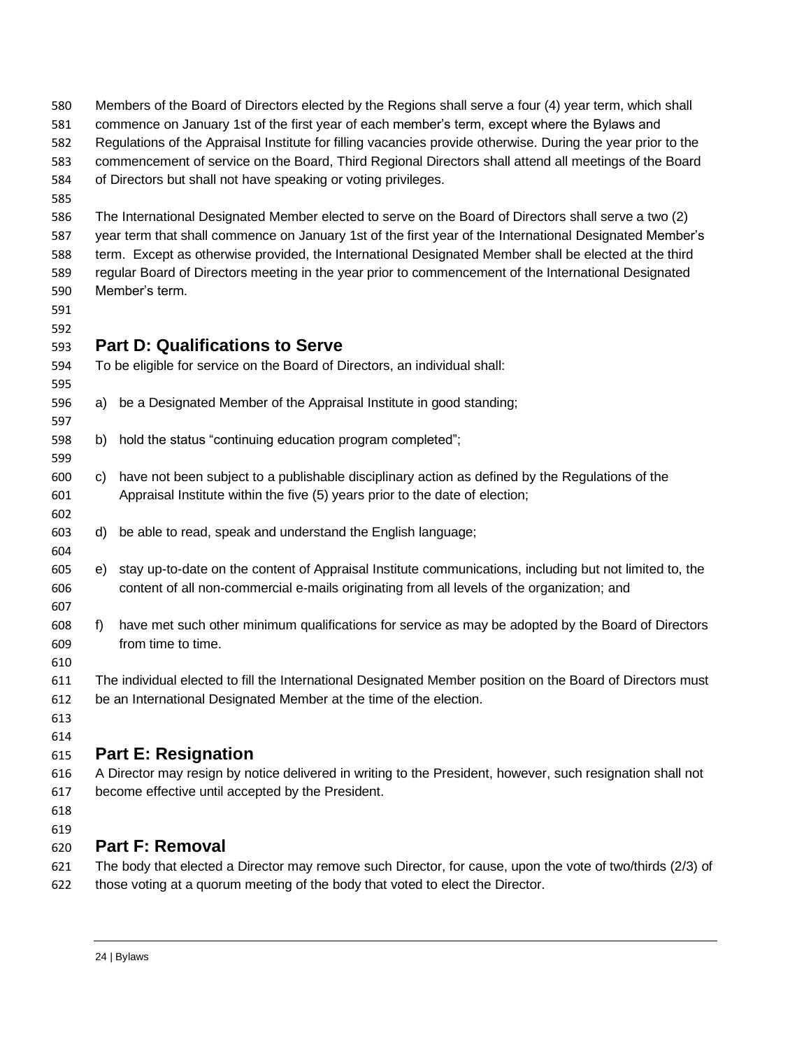Members of the Board of Directors elected by the Regions shall serve a four (4) year term, which shall commence on January 1st of the first year of each member's term, except where the Bylaws and Regulations of the Appraisal Institute for filling vacancies provide otherwise. During the year prior to the commencement of service on the Board, Third Regional Directors shall attend all meetings of the Board of Directors but shall not have speaking or voting privileges.

The International Designated Member elected to serve on the Board of Directors shall serve a two (2) year term that shall commence on January 1st of the first year of the International Designated Member's term. Except as otherwise provided, the International Designated Member shall be elected at the third regular Board of Directors meeting in the year prior to commencement of the International Designated Member's term.

## Part D: Qualifications to Serve

To be eligible for service on the Board of Directors, an individual shall:

a) be a Designated Member of the Appraisal Institute in good standing;

b) hold the status "continuing education program completed";

c) have not been subject to a publishable disciplinary action as defined by the Regulations of the Appraisal Institute within the five (5) years prior to the date of election;

d) be able to read, speak and understand the English language;

e) stay up-to-date on the content of Appraisal Institute communications, including but not limited to, the content of all non-commercial e-mails originating from all levels of the organization; and

f) have met such other minimum qualifications for service as may be adopted by the Board of Directors from time to time.

The individual elected to fill the International Designated Member position on the Board of Directors must be an International Designated Member at the time of the election.

## Part E: Resignation

A Director may resign by notice delivered in writing to the President, however, such resignation shall not become effective until accepted by the President.

## Part F: Removal

The body that elected a Director may remove such Director, for cause, upon the vote of two/thirds (2/3) of those voting at a quorum meeting of the body that voted to elect the Director.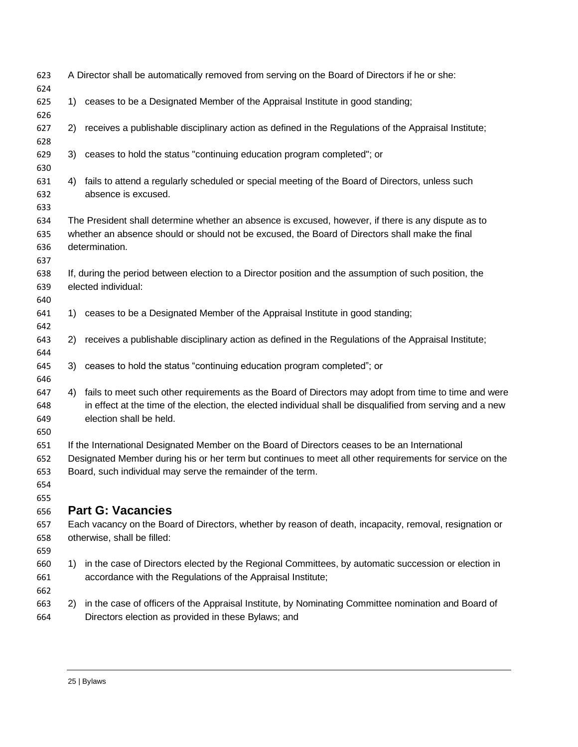A Director shall be automatically removed from serving on the Board of Directors if he or she:

1) ceases to be a Designated Member of the Appraisal Institute in good standing;

2) receives a publishable disciplinary action as defined in the Regulations of the Appraisal Institute;

3) ceases to hold the status "continuing education program completed"; or

4) fails to attend a regularly scheduled or special meeting of the Board of Directors, unless such absence is excused.

The President shall determine whether an absence is excused, however, if there is any dispute as to whether an absence should or should not be excused, the Board of Directors shall make the final determination.

If, during the period between election to a Director position and the assumption of such position, the elected individual:

1) ceases to be a Designated Member of the Appraisal Institute in good standing;

2) receives a publishable disciplinary action as defined in the Regulations of the Appraisal Institute;

3) ceases to hold the status "continuing education program completed"; or

4) fails to meet such other requirements as the Board of Directors may adopt from time to time and were in effect at the time of the election, the elected individual shall be disqualified from serving and a new election shall be held.

If the International Designated Member on the Board of Directors ceases to be an International Designated Member during his or her term but continues to meet all other requirements for service on the Board, such individual may serve the remainder of the term.

## Part G: Vacancies

Each vacancy on the Board of Directors, whether by reason of death, incapacity, removal, resignation or otherwise, shall be filled:

1) in the case of Directors elected by the Regional Committees, by automatic succession or election in accordance with the Regulations of the Appraisal Institute;

2) in the case of officers of the Appraisal Institute, by Nominating Committee nomination and Board of Directors election as provided in these Bylaws; and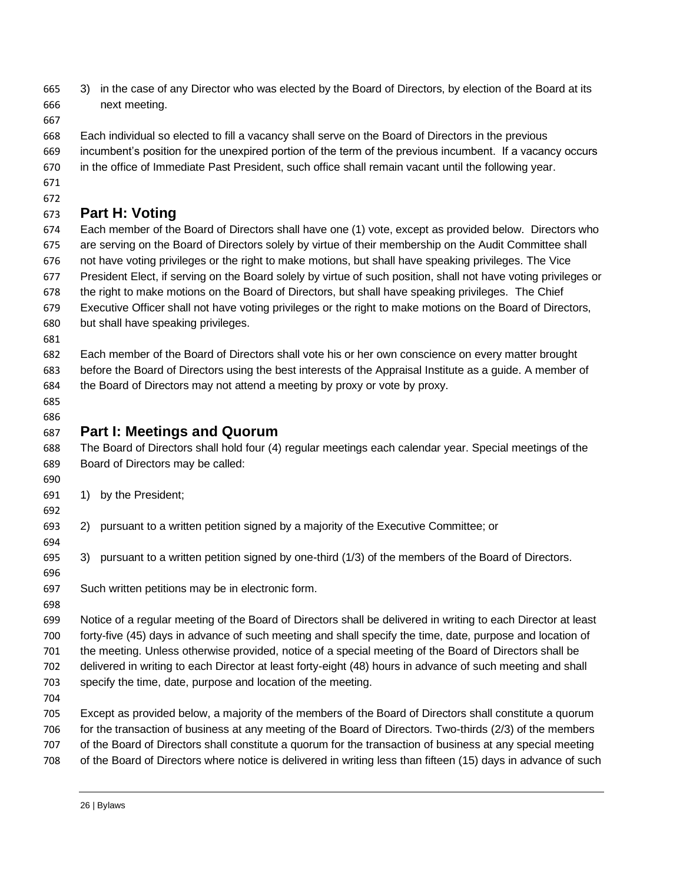3) in the case of any Director who was elected by the Board of Directors, by election of the Board at its next meeting.

Each individual so elected to fill a vacancy shall serve on the Board of Directors in the previous incumbent's position for the unexpired portion of the term of the previous incumbent. If a vacancy occurs in the office of Immediate Past President, such office shall remain vacant until the following year.

## Part H: Voting

Each member of the Board of Directors shall have one (1) vote, except as provided below. Directors who are serving on the Board of Directors solely by virtue of their membership on the Audit Committee shall not have voting privileges or the right to make motions, but shall have speaking privileges. The Vice President Elect, if serving on the Board solely by virtue of such position, shall not have voting privileges or the right to make motions on the Board of Directors, but shall have speaking privileges. The Chief Executive Officer shall not have voting privileges or the right to make motions on the Board of Directors, but shall have speaking privileges.

Each member of the Board of Directors shall vote his or her own conscience on every matter brought before the Board of Directors using the best interests of the Appraisal Institute as a guide. A member of the Board of Directors may not attend a meeting by proxy or vote by proxy.

## Part I: Meetings and Quorum

The Board of Directors shall hold four (4) regular meetings each calendar year. Special meetings of the Board of Directors may be called:

1) by the President;

2) pursuant to a written petition signed by a majority of the Executive Committee; or

3) pursuant to a written petition signed by one-third (1/3) of the members of the Board of Directors.

Such written petitions may be in electronic form.

Notice of a regular meeting of the Board of Directors shall be delivered in writing to each Director at least forty-five (45) days in advance of such meeting and shall specify the time, date, purpose and location of the meeting. Unless otherwise provided, notice of a special meeting of the Board of Directors shall be delivered in writing to each Director at least forty-eight (48) hours in advance of such meeting and shall specify the time, date, purpose and location of the meeting.

Except as provided below, a majority of the members of the Board of Directors shall constitute a quorum for the transaction of business at any meeting of the Board of Directors. Two-thirds (2/3) of the members of the Board of Directors shall constitute a quorum for the transaction of business at any special meeting of the Board of Directors where notice is delivered in writing less than fifteen (15) days in advance of such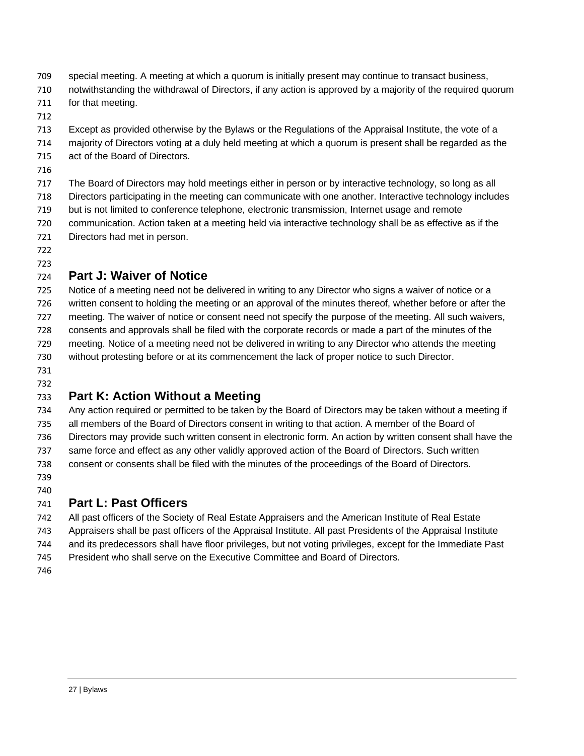special meeting. A meeting at which a quorum is initially present may continue to transact business, notwithstanding the withdrawal of Directors, if any action is approved by a majority of the required quorum for that meeting.

Except as provided otherwise by the Bylaws or the Regulations of the Appraisal Institute, the vote of a majority of Directors voting at a duly held meeting at which a quorum is present shall be regarded as the act of the Board of Directors.

The Board of Directors may hold meetings either in person or by interactive technology, so long as all Directors participating in the meeting can communicate with one another. Interactive technology includes but is not limited to conference telephone, electronic transmission, Internet usage and remote communication. Action taken at a meeting held via interactive technology shall be as effective as if the Directors had met in person.

## Part J: Waiver of Notice

Notice of a meeting need not be delivered in writing to any Director who signs a waiver of notice or a written consent to holding the meeting or an approval of the minutes thereof, whether before or after the meeting. The waiver of notice or consent need not specify the purpose of the meeting. All such waivers, consents and approvals shall be filed with the corporate records or made a part of the minutes of the meeting. Notice of a meeting need not be delivered in writing to any Director who attends the meeting without protesting before or at its commencement the lack of proper notice to such Director.

## Part K: Action Without a Meeting

Any action required or permitted to be taken by the Board of Directors may be taken without a meeting if all members of the Board of Directors consent in writing to that action. A member of the Board of Directors may provide such written consent in electronic form. An action by written consent shall have the same force and effect as any other validly approved action of the Board of Directors. Such written consent or consents shall be filed with the minutes of the proceedings of the Board of Directors.

## Part L: Past Officers

All past officers of the Society of Real Estate Appraisers and the American Institute of Real Estate Appraisers shall be past officers of the Appraisal Institute. All past Presidents of the Appraisal Institute and its predecessors shall have floor privileges, but not voting privileges, except for the Immediate Past President who shall serve on the Executive Committee and Board of Directors.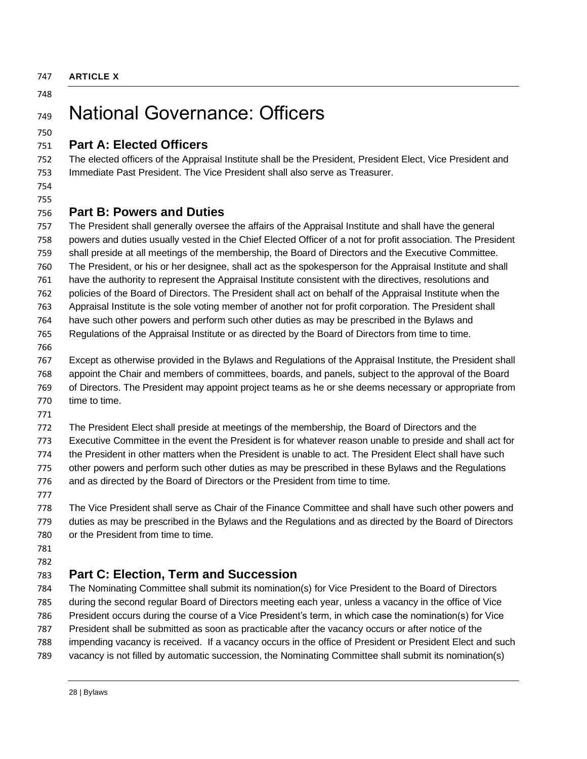**ARTICLE X**

# National Governance: Officers

## Part A: Elected Officers

The elected officers of the Appraisal Institute shall be the President, President Elect, Vice President and Immediate Past President. The Vice President shall also serve as Treasurer.

## Part B: Powers and Duties

The President shall generally oversee the affairs of the Appraisal Institute and shall have the general powers and duties usually vested in the Chief Elected Officer of a not for profit association. The President shall preside at all meetings of the membership, the Board of Directors and the Executive Committee. The President, or his or her designee, shall act as the spokesperson for the Appraisal Institute and shall have the authority to represent the Appraisal Institute consistent with the directives, resolutions and policies of the Board of Directors. The President shall act on behalf of the Appraisal Institute when the Appraisal Institute is the sole voting member of another not for profit corporation. The President shall have such other powers and perform such other duties as may be prescribed in the Bylaws and Regulations of the Appraisal Institute or as directed by the Board of Directors from time to time.

Except as otherwise provided in the Bylaws and Regulations of the Appraisal Institute, the President shall appoint the Chair and members of committees, boards, and panels, subject to the approval of the Board of Directors. The President may appoint project teams as he or she deems necessary or appropriate from time to time.

The President Elect shall preside at meetings of the membership, the Board of Directors and the Executive Committee in the event the President is for whatever reason unable to preside and shall act for the President in other matters when the President is unable to act. The President Elect shall have such other powers and perform such other duties as may be prescribed in these Bylaws and the Regulations and as directed by the Board of Directors or the President from time to time.

The Vice President shall serve as Chair of the Finance Committee and shall have such other powers and duties as may be prescribed in the Bylaws and the Regulations and as directed by the Board of Directors or the President from time to time.

## Part C: Election, Term and Succession

The Nominating Committee shall submit its nomination(s) for Vice President to the Board of Directors during the second regular Board of Directors meeting each year, unless a vacancy in the office of Vice President occurs during the course of a Vice President's term, in which case the nomination(s) for Vice President shall be submitted as soon as practicable after the vacancy occurs or after notice of the impending vacancy is received. If a vacancy occurs in the office of President or President Elect and such vacancy is not filled by automatic succession, the Nominating Committee shall submit its nomination(s)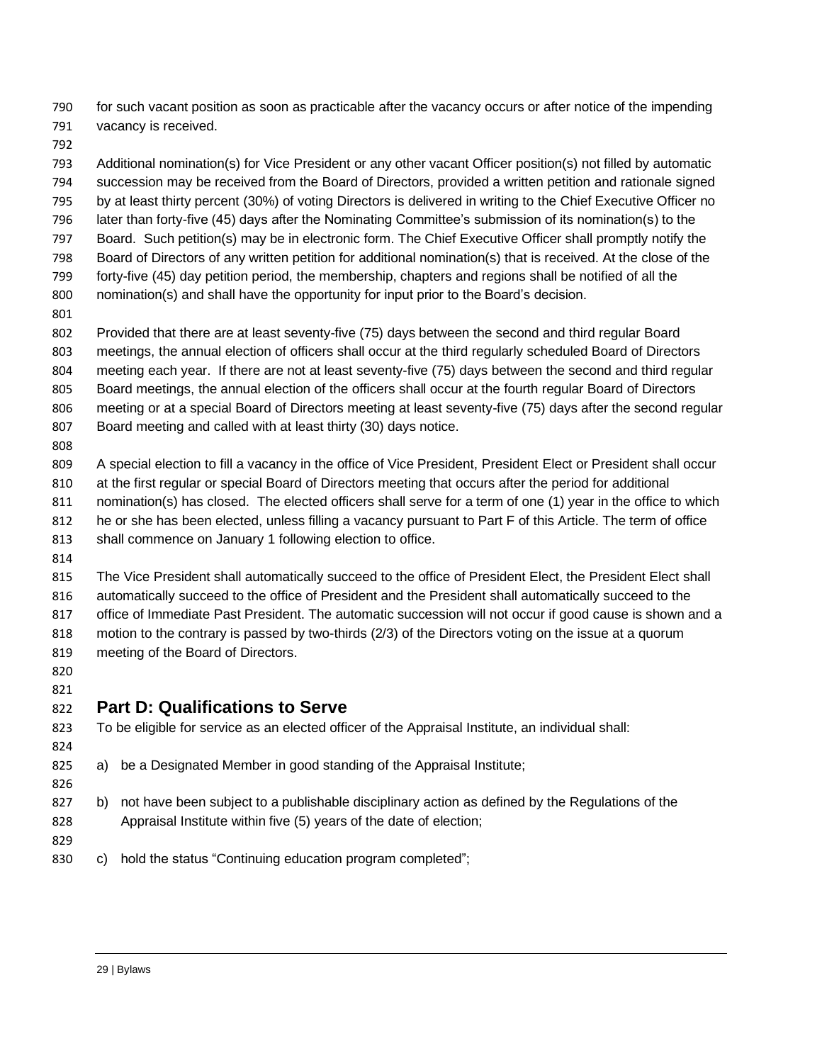for such vacant position as soon as practicable after the vacancy occurs or after notice of the impending vacancy is received.

Additional nomination(s) for Vice President or any other vacant Officer position(s) not filled by automatic succession may be received from the Board of Directors, provided a written petition and rationale signed by at least thirty percent (30%) of voting Directors is delivered in writing to the Chief Executive Officer no later than forty-five (45) days after the Nominating Committee's submission of its nomination(s) to the Board. Such petition(s) may be in electronic form. The Chief Executive Officer shall promptly notify the Board of Directors of any written petition for additional nomination(s) that is received. At the close of the forty-five (45) day petition period, the membership, chapters and regions shall be notified of all the nomination(s) and shall have the opportunity for input prior to the Board's decision.

Provided that there are at least seventy-five (75) days between the second and third regular Board meetings, the annual election of officers shall occur at the third regularly scheduled Board of Directors meeting each year. If there are not at least seventy-five (75) days between the second and third regular Board meetings, the annual election of the officers shall occur at the fourth regular Board of Directors meeting or at a special Board of Directors meeting at least seventy-five (75) days after the second regular Board meeting and called with at least thirty (30) days notice.

A special election to fill a vacancy in the office of Vice President, President Elect or President shall occur at the first regular or special Board of Directors meeting that occurs after the period for additional nomination(s) has closed. The elected officers shall serve for a term of one (1) year in the office to which he or she has been elected, unless filling a vacancy pursuant to Part F of this Article. The term of office shall commence on January 1 following election to office.

The Vice President shall automatically succeed to the office of President Elect, the President Elect shall automatically succeed to the office of President and the President shall automatically succeed to the office of Immediate Past President. The automatic succession will not occur if good cause is shown and a motion to the contrary is passed by two-thirds (2/3) of the Directors voting on the issue at a quorum meeting of the Board of Directors.

## Part D: Qualifications to Serve

To be eligible for service as an elected officer of the Appraisal Institute, an individual shall:

a) be a Designated Member in good standing of the Appraisal Institute;

b) not have been subject to a publishable disciplinary action as defined by the Regulations of the Appraisal Institute within five (5) years of the date of election;

c) hold the status "Continuing education program completed";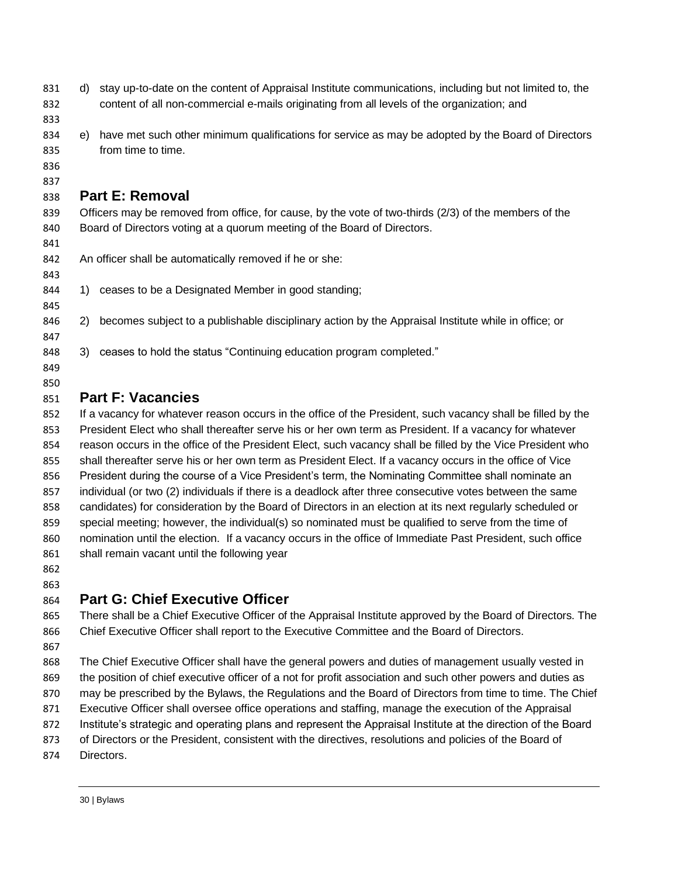d) stay up-to-date on the content of Appraisal Institute communications, including but not limited to, the content of all non-commercial e-mails originating from all levels of the organization; and

e) have met such other minimum qualifications for service as may be adopted by the Board of Directors from time to time.

## Part E: Removal

Officers may be removed from office, for cause, by the vote of two-thirds (2/3) of the members of the Board of Directors voting at a quorum meeting of the Board of Directors.

An officer shall be automatically removed if he or she:

1) ceases to be a Designated Member in good standing;

2) becomes subject to a publishable disciplinary action by the Appraisal Institute while in office; or

3) ceases to hold the status "Continuing education program completed."

## Part F: Vacancies

If a vacancy for whatever reason occurs in the office of the President, such vacancy shall be filled by the President Elect who shall thereafter serve his or her own term as President. If a vacancy for whatever reason occurs in the office of the President Elect, such vacancy shall be filled by the Vice President who shall thereafter serve his or her own term as President Elect. If a vacancy occurs in the office of Vice President during the course of a Vice President's term, the Nominating Committee shall nominate an individual (or two (2) individuals if there is a deadlock after three consecutive votes between the same candidates) for consideration by the Board of Directors in an election at its next regularly scheduled or special meeting; however, the individual(s) so nominated must be qualified to serve from the time of nomination until the election. If a vacancy occurs in the office of Immediate Past President, such office shall remain vacant until the following year

## Part G: Chief Executive Officer

There shall be a Chief Executive Officer of the Appraisal Institute approved by the Board of Directors. The Chief Executive Officer shall report to the Executive Committee and the Board of Directors.

The Chief Executive Officer shall have the general powers and duties of management usually vested in the position of chief executive officer of a not for profit association and such other powers and duties as may be prescribed by the Bylaws, the Regulations and the Board of Directors from time to time. The Chief Executive Officer shall oversee office operations and staffing, manage the execution of the Appraisal Institute's strategic and operating plans and represent the Appraisal Institute at the direction of the Board of Directors or the President, consistent with the directives, resolutions and policies of the Board of Directors.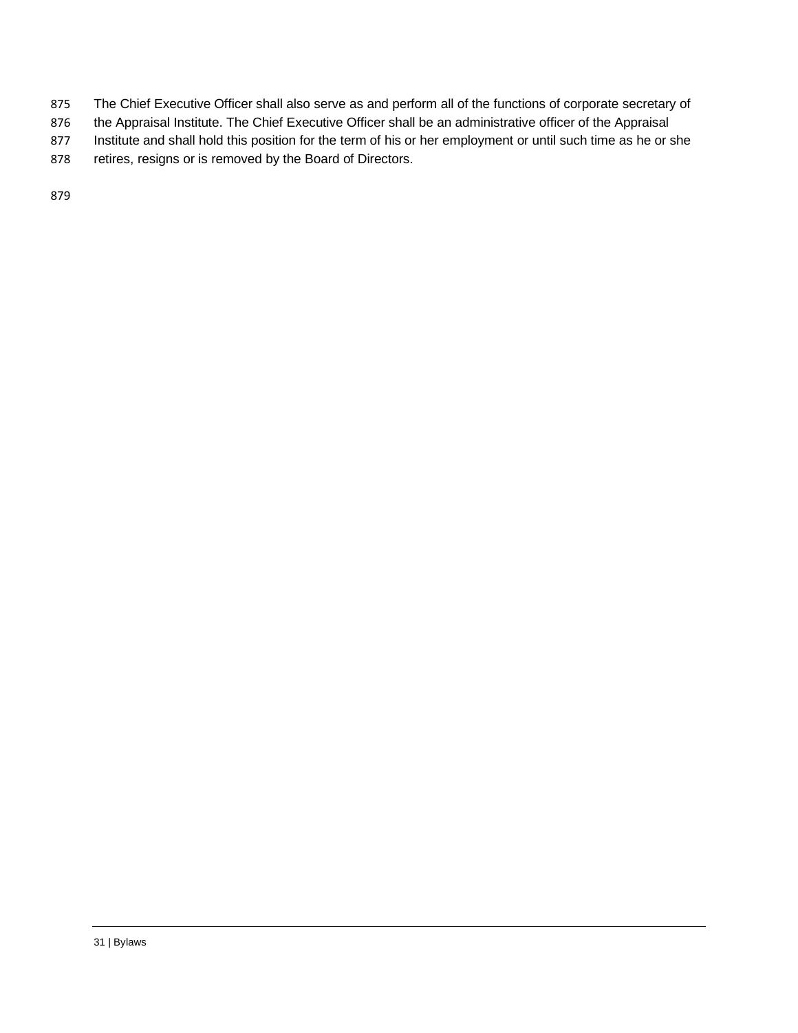The Chief Executive Officer shall also serve as and perform all of the functions of corporate secretary of the Appraisal Institute. The Chief Executive Officer shall be an administrative officer of the Appraisal Institute and shall hold this position for the term of his or her employment or until such time as he or she retires, resigns or is removed by the Board of Directors.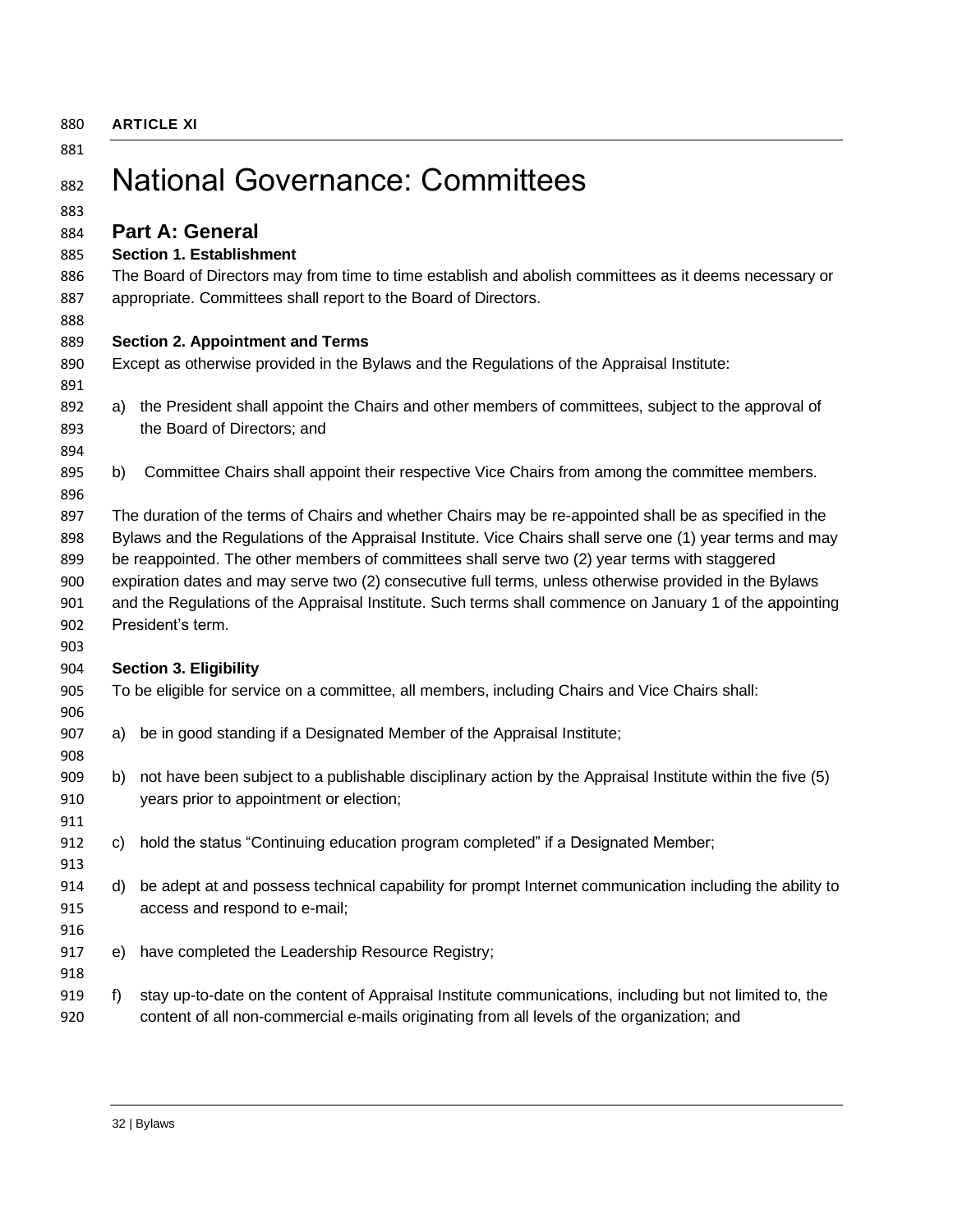**ARTICLE XI**

# National Governance: Committees

## Part A: General

### Section 1. Establishment

The Board of Directors may from time to time establish and abolish committees as it deems necessary or appropriate. Committees shall report to the Board of Directors.

### Section 2. Appointment and Terms

Except as otherwise provided in the Bylaws and the Regulations of the Appraisal Institute:

a) the President shall appoint the Chairs and other members of committees, subject to the approval of the Board of Directors; and

b) Committee Chairs shall appoint their respective Vice Chairs from among the committee members.

The duration of the terms of Chairs and whether Chairs may be re-appointed shall be as specified in the Bylaws and the Regulations of the Appraisal Institute. Vice Chairs shall serve one (1) year terms and may be reappointed. The other members of committees shall serve two (2) year terms with staggered expiration dates and may serve two (2) consecutive full terms, unless otherwise provided in the Bylaws and the Regulations of the Appraisal Institute. Such terms shall commence on January 1 of the appointing President's term.

### Section 3. Eligibility

To be eligible for service on a committee, all members, including Chairs and Vice Chairs shall:

a) be in good standing if a Designated Member of the Appraisal Institute;

b) not have been subject to a publishable disciplinary action by the Appraisal Institute within the five (5) years prior to appointment or election;

c) hold the status "Continuing education program completed" if a Designated Member;

d) be adept at and possess technical capability for prompt Internet communication including the ability to access and respond to e-mail;

e) have completed the Leadership Resource Registry;

f) stay up-to-date on the content of Appraisal Institute communications, including but not limited to, the content of all non-commercial e-mails originating from all levels of the organization; and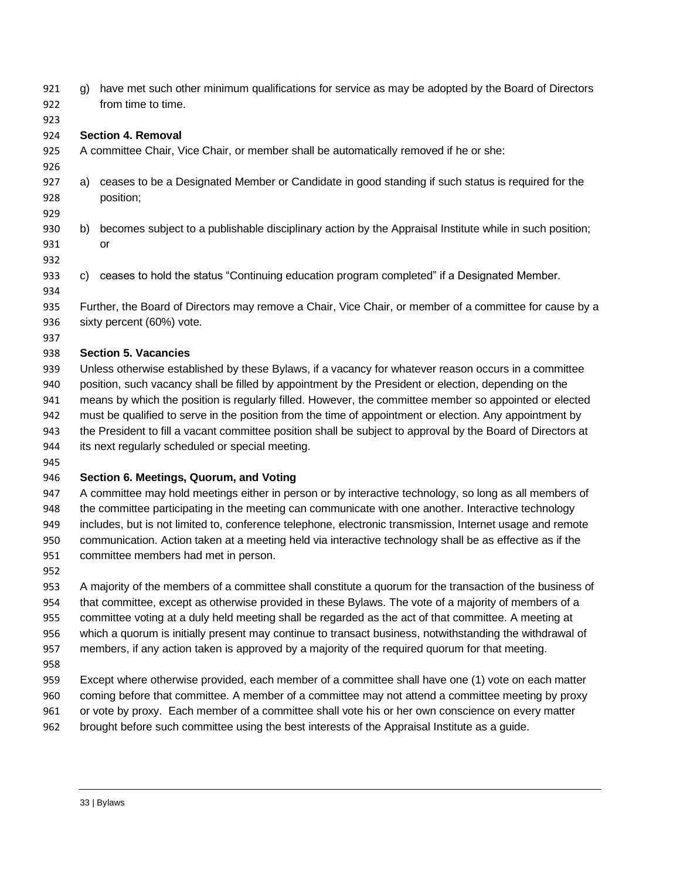g) have met such other minimum qualifications for service as may be adopted by the Board of Directors from time to time.

**Section 4. Removal**

A committee Chair, Vice Chair, or member shall be automatically removed if he or she:

a) ceases to be a Designated Member or Candidate in good standing if such status is required for the position;

b) becomes subject to a publishable disciplinary action by the Appraisal Institute while in such position; or

c) ceases to hold the status “Continuing education program completed” if a Designated Member.

Further, the Board of Directors may remove a Chair, Vice Chair, or member of a committee for cause by a sixty percent (60%) vote.

**Section 5. Vacancies**

Unless otherwise established by these Bylaws, if a vacancy for whatever reason occurs in a committee position, such vacancy shall be filled by appointment by the President or election, depending on the means by which the position is regularly filled. However, the committee member so appointed or elected must be qualified to serve in the position from the time of appointment or election. Any appointment by the President to fill a vacant committee position shall be subject to approval by the Board of Directors at its next regularly scheduled or special meeting.

**Section 6. Meetings, Quorum, and Voting**

A committee may hold meetings either in person or by interactive technology, so long as all members of the committee participating in the meeting can communicate with one another. Interactive technology includes, but is not limited to, conference telephone, electronic transmission, Internet usage and remote communication. Action taken at a meeting held via interactive technology shall be as effective as if the committee members had met in person.

A majority of the members of a committee shall constitute a quorum for the transaction of the business of that committee, except as otherwise provided in these Bylaws. The vote of a majority of members of a committee voting at a duly held meeting shall be regarded as the act of that committee. A meeting at which a quorum is initially present may continue to transact business, notwithstanding the withdrawal of members, if any action taken is approved by a majority of the required quorum for that meeting.

Except where otherwise provided, each member of a committee shall have one (1) vote on each matter coming before that committee. A member of a committee may not attend a committee meeting by proxy or vote by proxy. Each member of a committee shall vote his or her own conscience on every matter brought before such committee using the best interests of the Appraisal Institute as a guide.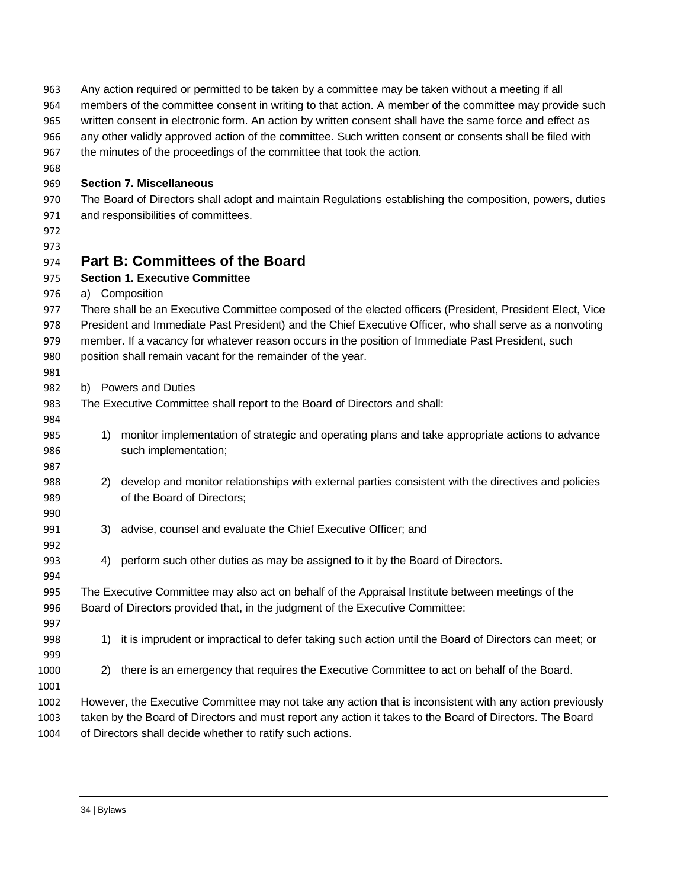Any action required or permitted to be taken by a committee may be taken without a meeting if all members of the committee consent in writing to that action. A member of the committee may provide such written consent in electronic form. An action by written consent shall have the same force and effect as any other validly approved action of the committee. Such written consent or consents shall be filed with the minutes of the proceedings of the committee that took the action.

**Section 7. Miscellaneous**

The Board of Directors shall adopt and maintain Regulations establishing the composition, powers, duties and responsibilities of committees.

## Part B: Committees of the Board

**Section 1. Executive Committee**

a) Composition

There shall be an Executive Committee composed of the elected officers (President, President Elect, Vice President and Immediate Past President) and the Chief Executive Officer, who shall serve as a nonvoting member. If a vacancy for whatever reason occurs in the position of Immediate Past President, such position shall remain vacant for the remainder of the year.

b) Powers and Duties

The Executive Committee shall report to the Board of Directors and shall:

1) monitor implementation of strategic and operating plans and take appropriate actions to advance such implementation;

2) develop and monitor relationships with external parties consistent with the directives and policies of the Board of Directors;

3) advise, counsel and evaluate the Chief Executive Officer; and

4) perform such other duties as may be assigned to it by the Board of Directors.

The Executive Committee may also act on behalf of the Appraisal Institute between meetings of the Board of Directors provided that, in the judgment of the Executive Committee:

1) it is imprudent or impractical to defer taking such action until the Board of Directors can meet; or

2) there is an emergency that requires the Executive Committee to act on behalf of the Board.

However, the Executive Committee may not take any action that is inconsistent with any action previously taken by the Board of Directors and must report any action it takes to the Board of Directors. The Board of Directors shall decide whether to ratify such actions.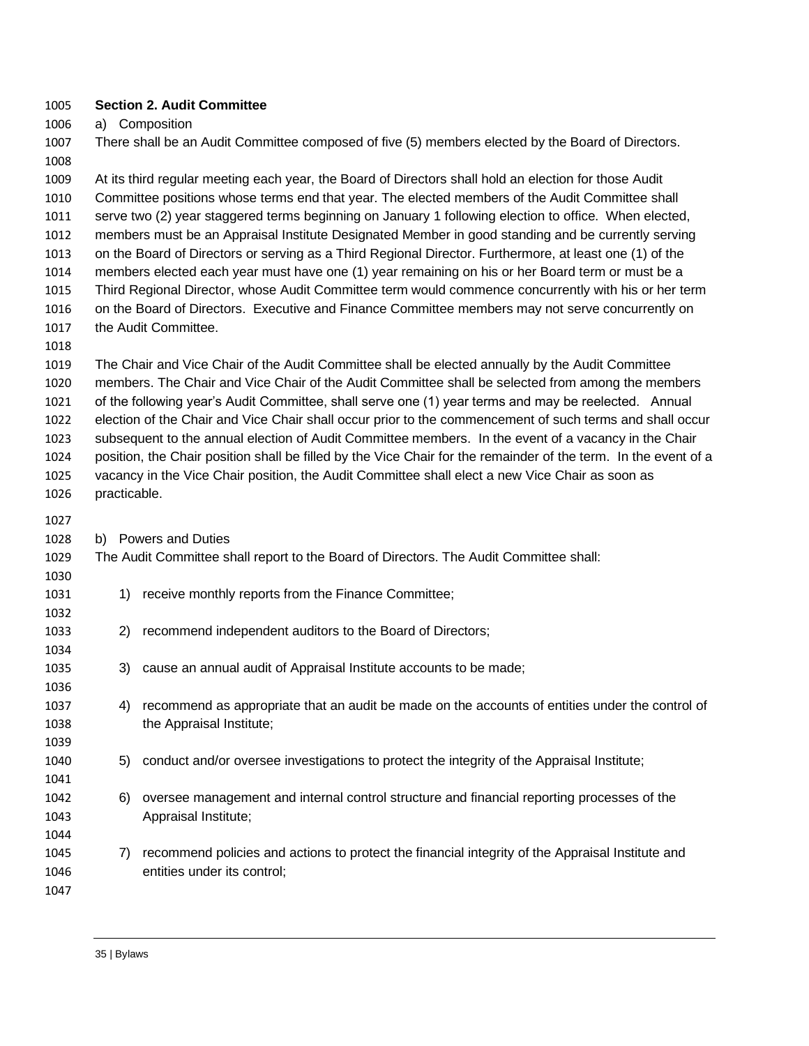**Section 2. Audit Committee**

a) Composition

There shall be an Audit Committee composed of five (5) members elected by the Board of Directors.

At its third regular meeting each year, the Board of Directors shall hold an election for those Audit Committee positions whose terms end that year. The elected members of the Audit Committee shall serve two (2) year staggered terms beginning on January 1 following election to office. When elected, members must be an Appraisal Institute Designated Member in good standing and be currently serving on the Board of Directors or serving as a Third Regional Director. Furthermore, at least one (1) of the members elected each year must have one (1) year remaining on his or her Board term or must be a Third Regional Director, whose Audit Committee term would commence concurrently with his or her term on the Board of Directors. Executive and Finance Committee members may not serve concurrently on the Audit Committee.

The Chair and Vice Chair of the Audit Committee shall be elected annually by the Audit Committee members. The Chair and Vice Chair of the Audit Committee shall be selected from among the members of the following year's Audit Committee, shall serve one (1) year terms and may be reelected. Annual election of the Chair and Vice Chair shall occur prior to the commencement of such terms and shall occur subsequent to the annual election of Audit Committee members. In the event of a vacancy in the Chair position, the Chair position shall be filled by the Vice Chair for the remainder of the term. In the event of a vacancy in the Vice Chair position, the Audit Committee shall elect a new Vice Chair as soon as practicable.

b) Powers and Duties

The Audit Committee shall report to the Board of Directors. The Audit Committee shall:

1) receive monthly reports from the Finance Committee;

2) recommend independent auditors to the Board of Directors;

3) cause an annual audit of Appraisal Institute accounts to be made;

4) recommend as appropriate that an audit be made on the accounts of entities under the control of the Appraisal Institute;

5) conduct and/or oversee investigations to protect the integrity of the Appraisal Institute;

6) oversee management and internal control structure and financial reporting processes of the Appraisal Institute;

7) recommend policies and actions to protect the financial integrity of the Appraisal Institute and entities under its control;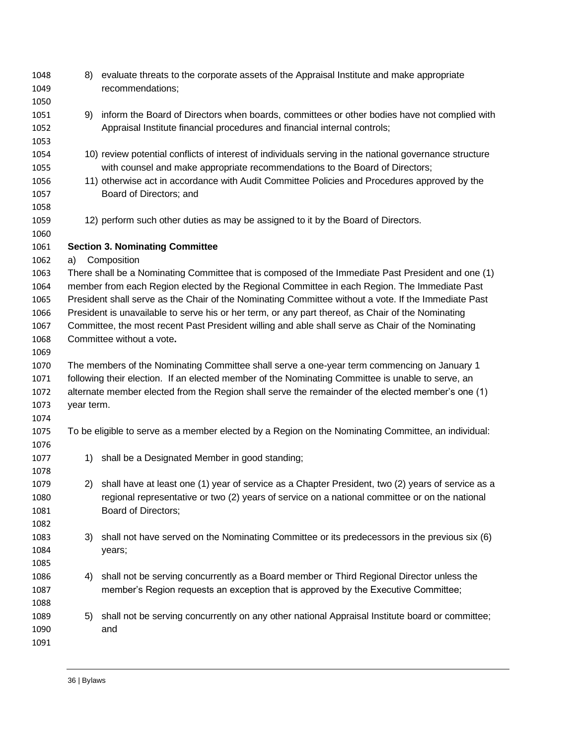8) evaluate threats to the corporate assets of the Appraisal Institute and make appropriate recommendations;

9) inform the Board of Directors when boards, committees or other bodies have not complied with Appraisal Institute financial procedures and financial internal controls;

10) review potential conflicts of interest of individuals serving in the national governance structure with counsel and make appropriate recommendations to the Board of Directors;

11) otherwise act in accordance with Audit Committee Policies and Procedures approved by the Board of Directors; and

12) perform such other duties as may be assigned to it by the Board of Directors.

**Section 3. Nominating Committee**

a) Composition

There shall be a Nominating Committee that is composed of the Immediate Past President and one (1) member from each Region elected by the Regional Committee in each Region. The Immediate Past President shall serve as the Chair of the Nominating Committee without a vote. If the Immediate Past President is unavailable to serve his or her term, or any part thereof, as Chair of the Nominating Committee, the most recent Past President willing and able shall serve as Chair of the Nominating Committee without a vote**.**

The members of the Nominating Committee shall serve a one-year term commencing on January 1 following their election. If an elected member of the Nominating Committee is unable to serve, an alternate member elected from the Region shall serve the remainder of the elected member's one (1) year term.

To be eligible to serve as a member elected by a Region on the Nominating Committee, an individual:

1) shall be a Designated Member in good standing;

2) shall have at least one (1) year of service as a Chapter President, two (2) years of service as a regional representative or two (2) years of service on a national committee or on the national Board of Directors;

3) shall not have served on the Nominating Committee or its predecessors in the previous six (6) years;

4) shall not be serving concurrently as a Board member or Third Regional Director unless the member's Region requests an exception that is approved by the Executive Committee;

5) shall not be serving concurrently on any other national Appraisal Institute board or committee; and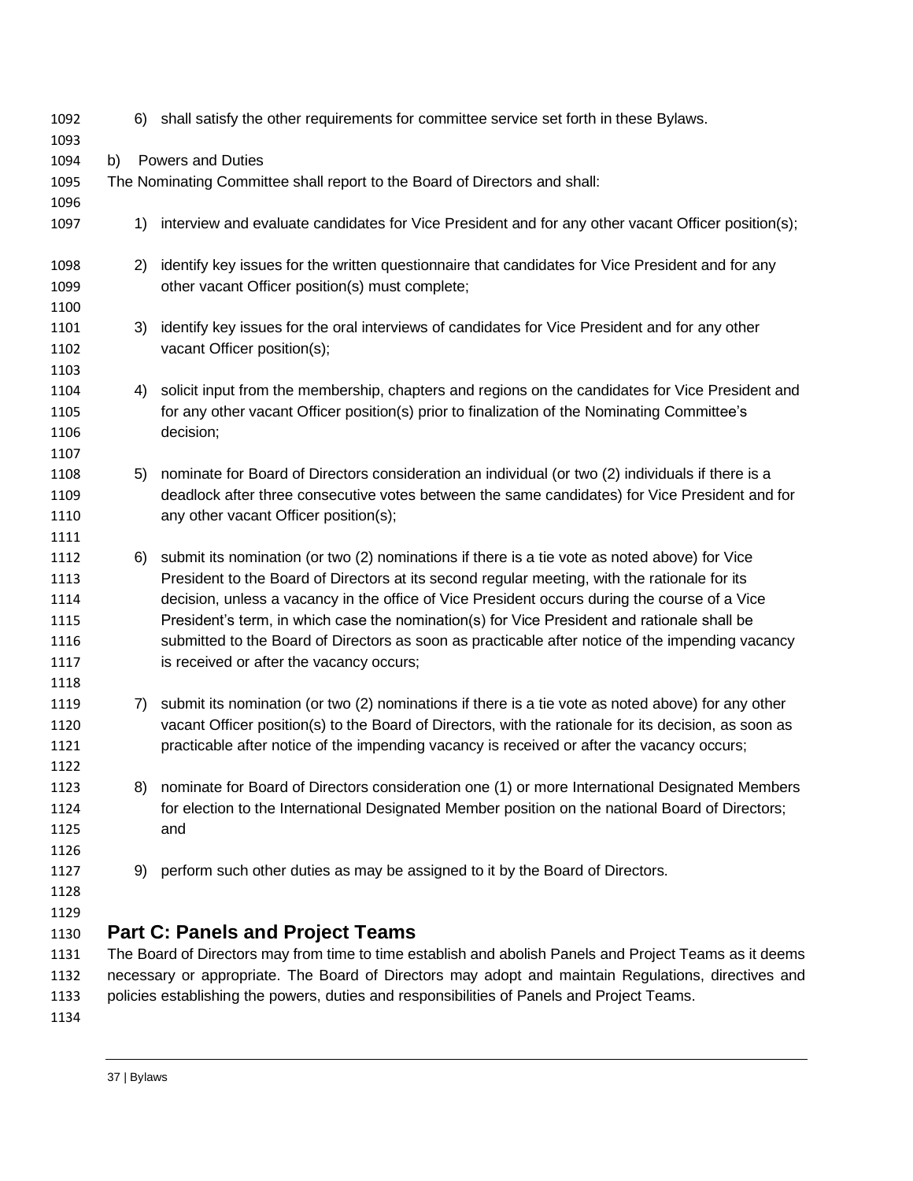6) shall satisfy the other requirements for committee service set forth in these Bylaws.

b) Powers and Duties

The Nominating Committee shall report to the Board of Directors and shall:

1) interview and evaluate candidates for Vice President and for any other vacant Officer position(s);

2) identify key issues for the written questionnaire that candidates for Vice President and for any other vacant Officer position(s) must complete;

3) identify key issues for the oral interviews of candidates for Vice President and for any other vacant Officer position(s);

4) solicit input from the membership, chapters and regions on the candidates for Vice President and for any other vacant Officer position(s) prior to finalization of the Nominating Committee's decision;

5) nominate for Board of Directors consideration an individual (or two (2) individuals if there is a deadlock after three consecutive votes between the same candidates) for Vice President and for any other vacant Officer position(s);

6) submit its nomination (or two (2) nominations if there is a tie vote as noted above) for Vice President to the Board of Directors at its second regular meeting, with the rationale for its decision, unless a vacancy in the office of Vice President occurs during the course of a Vice President's term, in which case the nomination(s) for Vice President and rationale shall be submitted to the Board of Directors as soon as practicable after notice of the impending vacancy is received or after the vacancy occurs;

7) submit its nomination (or two (2) nominations if there is a tie vote as noted above) for any other vacant Officer position(s) to the Board of Directors, with the rationale for its decision, as soon as practicable after notice of the impending vacancy is received or after the vacancy occurs;

8) nominate for Board of Directors consideration one (1) or more International Designated Members for election to the International Designated Member position on the national Board of Directors; and

9) perform such other duties as may be assigned to it by the Board of Directors.

## Part C: Panels and Project Teams

The Board of Directors may from time to time establish and abolish Panels and Project Teams as it deems necessary or appropriate. The Board of Directors may adopt and maintain Regulations, directives and policies establishing the powers, duties and responsibilities of Panels and Project Teams.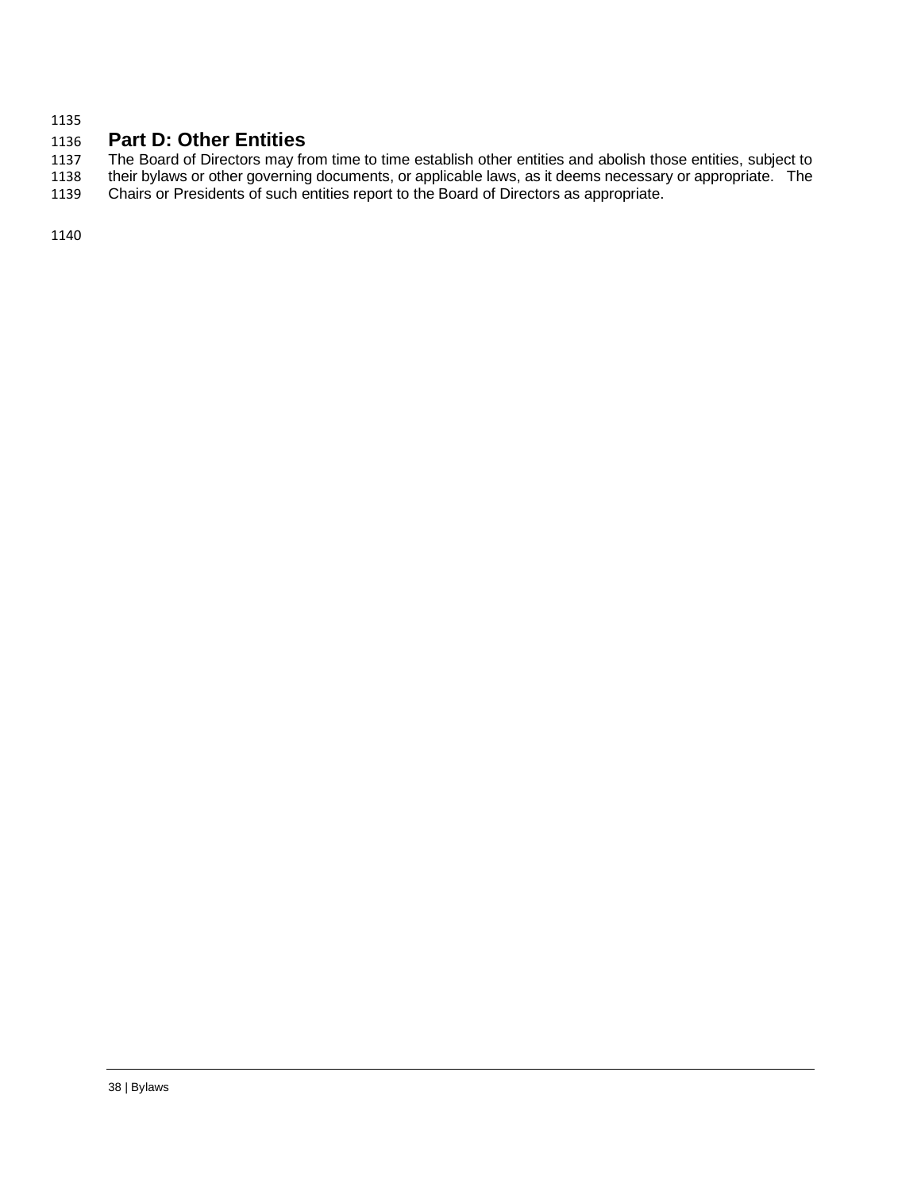## Part D: Other Entities

The Board of Directors may from time to time establish other entities and abolish those entities, subject to their bylaws or other governing documents, or applicable laws, as it deems necessary or appropriate. The Chairs or Presidents of such entities report to the Board of Directors as appropriate.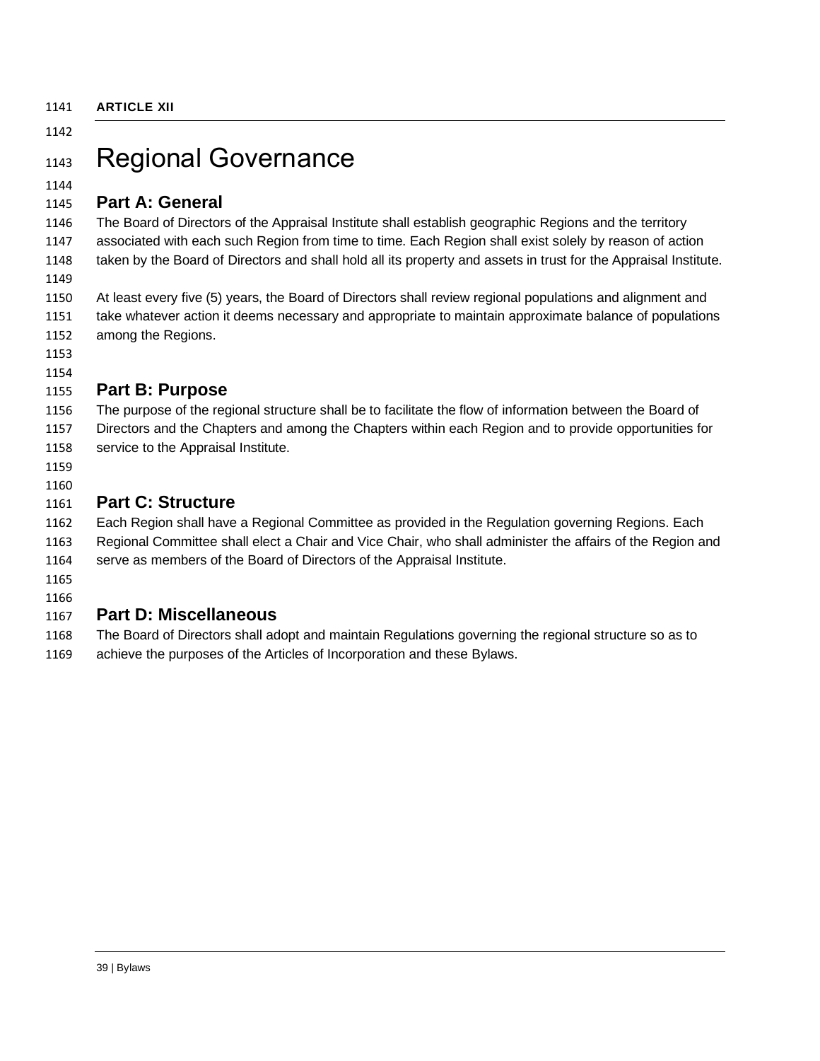**ARTICLE XII**

# Regional Governance

## Part A: General

The Board of Directors of the Appraisal Institute shall establish geographic Regions and the territory associated with each such Region from time to time. Each Region shall exist solely by reason of action taken by the Board of Directors and shall hold all its property and assets in trust for the Appraisal Institute.

At least every five (5) years, the Board of Directors shall review regional populations and alignment and take whatever action it deems necessary and appropriate to maintain approximate balance of populations among the Regions.

## Part B: Purpose

The purpose of the regional structure shall be to facilitate the flow of information between the Board of Directors and the Chapters and among the Chapters within each Region and to provide opportunities for service to the Appraisal Institute.

## Part C: Structure

Each Region shall have a Regional Committee as provided in the Regulation governing Regions. Each Regional Committee shall elect a Chair and Vice Chair, who shall administer the affairs of the Region and serve as members of the Board of Directors of the Appraisal Institute.

## Part D: Miscellaneous

The Board of Directors shall adopt and maintain Regulations governing the regional structure so as to achieve the purposes of the Articles of Incorporation and these Bylaws.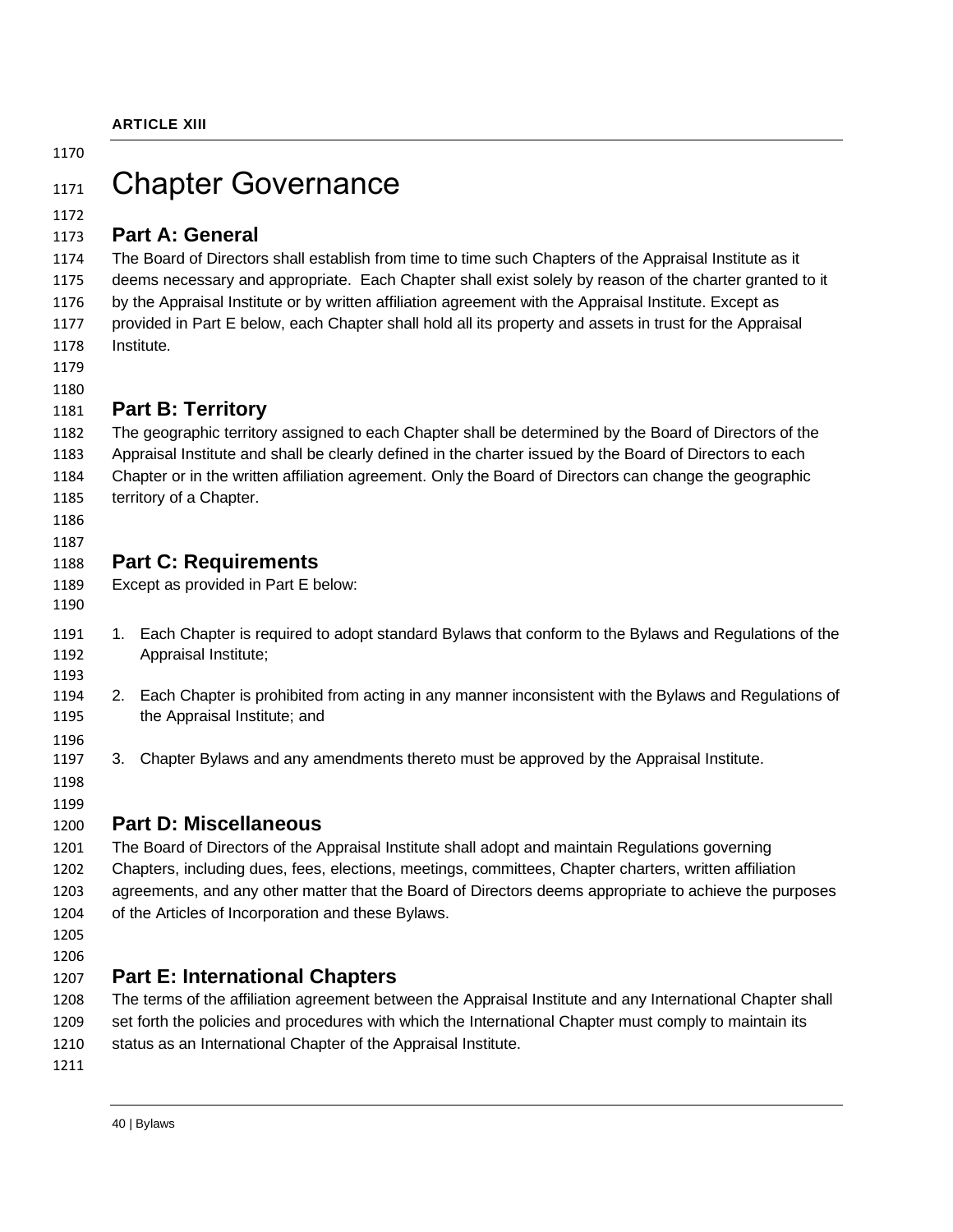**ARTICLE XIII**

# Chapter Governance

## Part A: General

The Board of Directors shall establish from time to time such Chapters of the Appraisal Institute as it deems necessary and appropriate. Each Chapter shall exist solely by reason of the charter granted to it by the Appraisal Institute or by written affiliation agreement with the Appraisal Institute. Except as provided in Part E below, each Chapter shall hold all its property and assets in trust for the Appraisal Institute.

## Part B: Territory

The geographic territory assigned to each Chapter shall be determined by the Board of Directors of the Appraisal Institute and shall be clearly defined in the charter issued by the Board of Directors to each Chapter or in the written affiliation agreement. Only the Board of Directors can change the geographic territory of a Chapter.

## Part C: Requirements

Except as provided in Part E below:

1. Each Chapter is required to adopt standard Bylaws that conform to the Bylaws and Regulations of the Appraisal Institute;

2. Each Chapter is prohibited from acting in any manner inconsistent with the Bylaws and Regulations of the Appraisal Institute; and

3. Chapter Bylaws and any amendments thereto must be approved by the Appraisal Institute.

## Part D: Miscellaneous

The Board of Directors of the Appraisal Institute shall adopt and maintain Regulations governing Chapters, including dues, fees, elections, meetings, committees, Chapter charters, written affiliation agreements, and any other matter that the Board of Directors deems appropriate to achieve the purposes of the Articles of Incorporation and these Bylaws.

## Part E: International Chapters

The terms of the affiliation agreement between the Appraisal Institute and any International Chapter shall set forth the policies and procedures with which the International Chapter must comply to maintain its status as an International Chapter of the Appraisal Institute.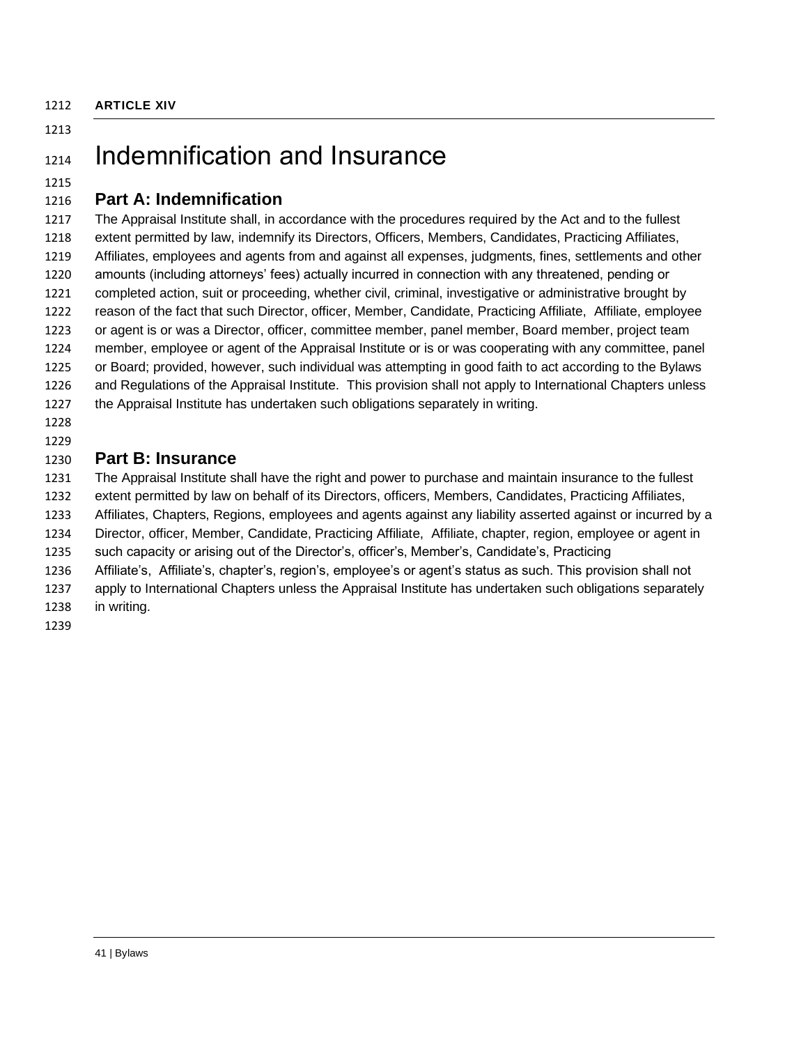**ARTICLE XIV**

# Indemnification and Insurance

## Part A: Indemnification

The Appraisal Institute shall, in accordance with the procedures required by the Act and to the fullest extent permitted by law, indemnify its Directors, Officers, Members, Candidates, Practicing Affiliates, Affiliates, employees and agents from and against all expenses, judgments, fines, settlements and other amounts (including attorneys' fees) actually incurred in connection with any threatened, pending or completed action, suit or proceeding, whether civil, criminal, investigative or administrative brought by reason of the fact that such Director, officer, Member, Candidate, Practicing Affiliate, Affiliate, employee or agent is or was a Director, officer, committee member, panel member, Board member, project team member, employee or agent of the Appraisal Institute or is or was cooperating with any committee, panel or Board; provided, however, such individual was attempting in good faith to act according to the Bylaws and Regulations of the Appraisal Institute. This provision shall not apply to International Chapters unless the Appraisal Institute has undertaken such obligations separately in writing.

## Part B: Insurance

The Appraisal Institute shall have the right and power to purchase and maintain insurance to the fullest extent permitted by law on behalf of its Directors, officers, Members, Candidates, Practicing Affiliates, Affiliates, Chapters, Regions, employees and agents against any liability asserted against or incurred by a Director, officer, Member, Candidate, Practicing Affiliate, Affiliate, chapter, region, employee or agent in such capacity or arising out of the Director's, officer's, Member's, Candidate's, Practicing Affiliate's, Affiliate's, chapter's, region's, employee's or agent's status as such. This provision shall not apply to International Chapters unless the Appraisal Institute has undertaken such obligations separately in writing.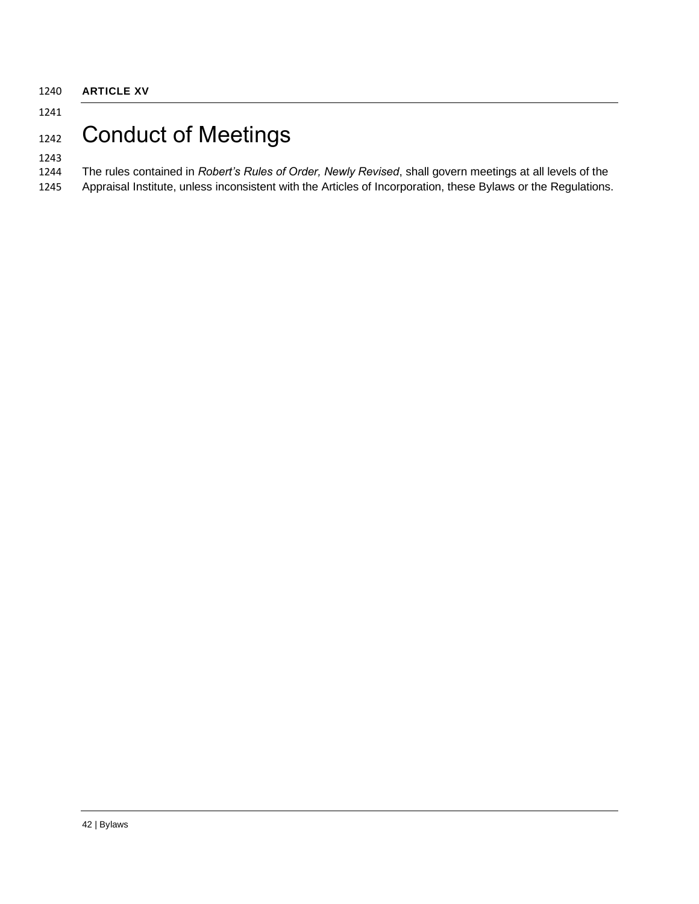**ARTICLE XV**

# Conduct of Meetings

The rules contained in *Robert's Rules of Order, Newly Revised*, shall govern meetings at all levels of the Appraisal Institute, unless inconsistent with the Articles of Incorporation, these Bylaws or the Regulations.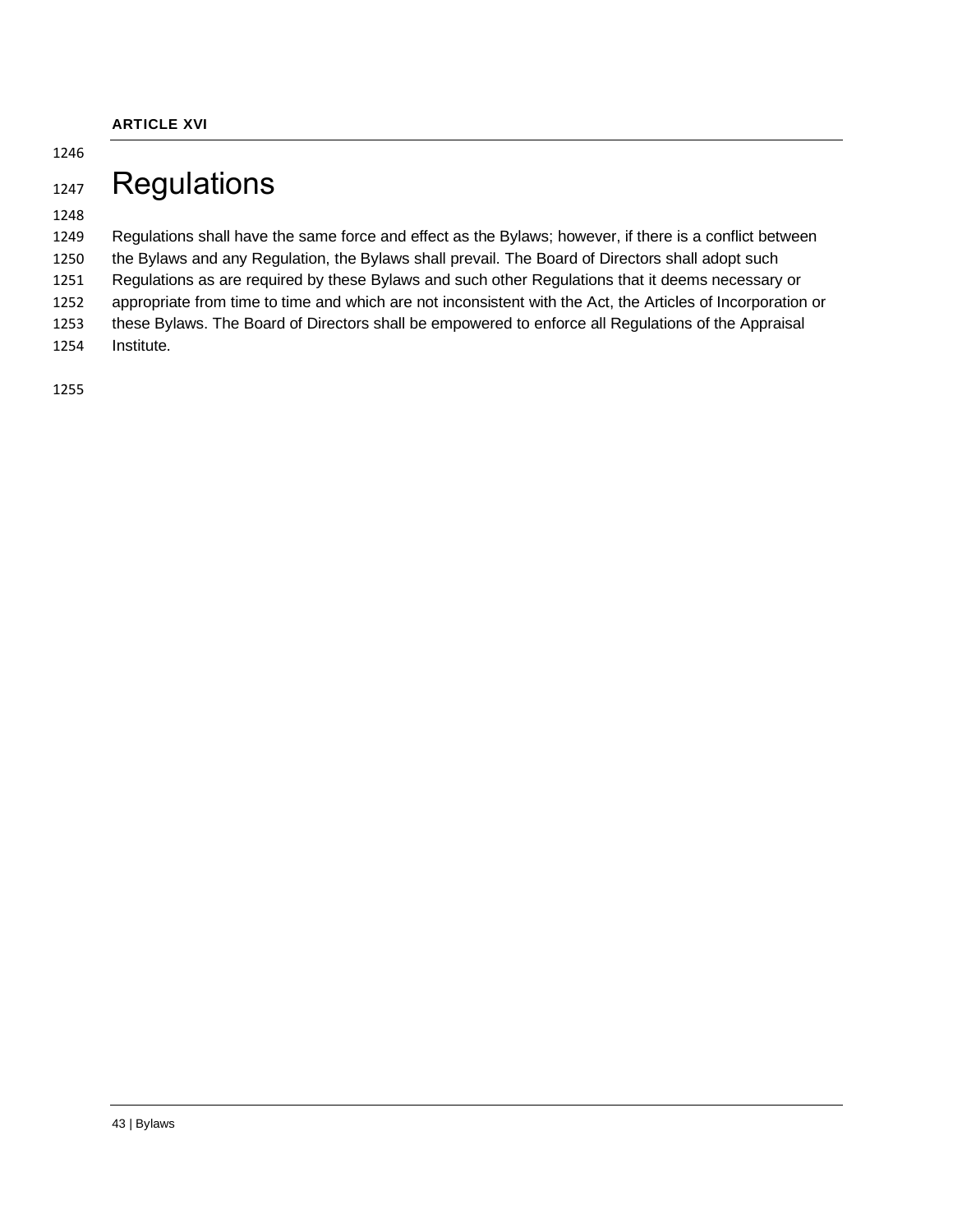**ARTICLE XVI**

# Regulations

Regulations shall have the same force and effect as the Bylaws; however, if there is a conflict between the Bylaws and any Regulation, the Bylaws shall prevail. The Board of Directors shall adopt such Regulations as are required by these Bylaws and such other Regulations that it deems necessary or appropriate from time to time and which are not inconsistent with the Act, the Articles of Incorporation or these Bylaws. The Board of Directors shall be empowered to enforce all Regulations of the Appraisal Institute.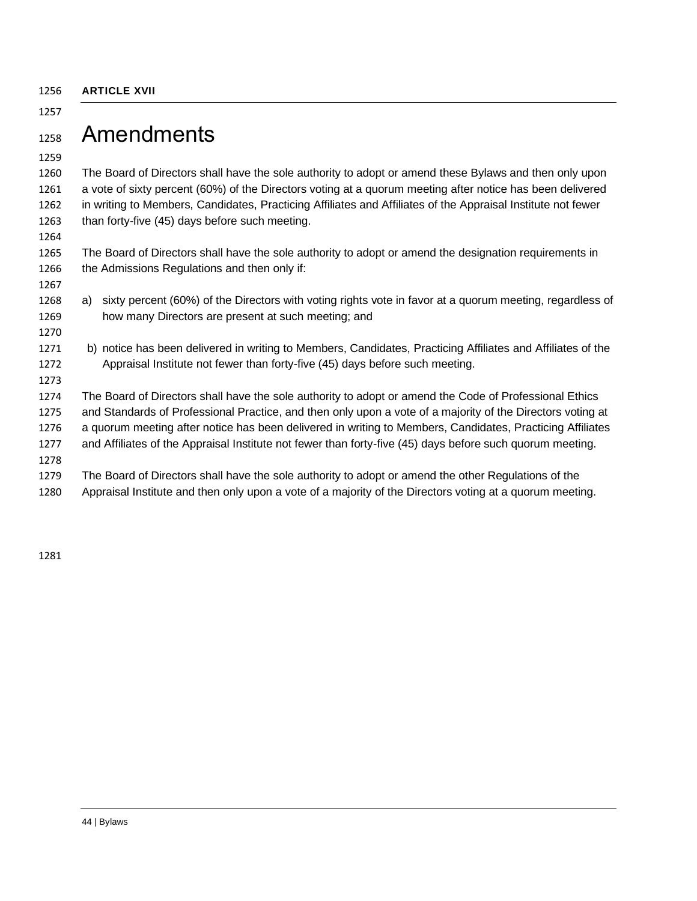**ARTICLE XVII**

# Amendments

The Board of Directors shall have the sole authority to adopt or amend these Bylaws and then only upon a vote of sixty percent (60%) of the Directors voting at a quorum meeting after notice has been delivered in writing to Members, Candidates, Practicing Affiliates and Affiliates of the Appraisal Institute not fewer than forty-five (45) days before such meeting.

The Board of Directors shall have the sole authority to adopt or amend the designation requirements in the Admissions Regulations and then only if:

a) sixty percent (60%) of the Directors with voting rights vote in favor at a quorum meeting, regardless of how many Directors are present at such meeting; and

b) notice has been delivered in writing to Members, Candidates, Practicing Affiliates and Affiliates of the Appraisal Institute not fewer than forty-five (45) days before such meeting.

The Board of Directors shall have the sole authority to adopt or amend the Code of Professional Ethics and Standards of Professional Practice, and then only upon a vote of a majority of the Directors voting at a quorum meeting after notice has been delivered in writing to Members, Candidates, Practicing Affiliates and Affiliates of the Appraisal Institute not fewer than forty-five (45) days before such quorum meeting.

The Board of Directors shall have the sole authority to adopt or amend the other Regulations of the Appraisal Institute and then only upon a vote of a majority of the Directors voting at a quorum meeting.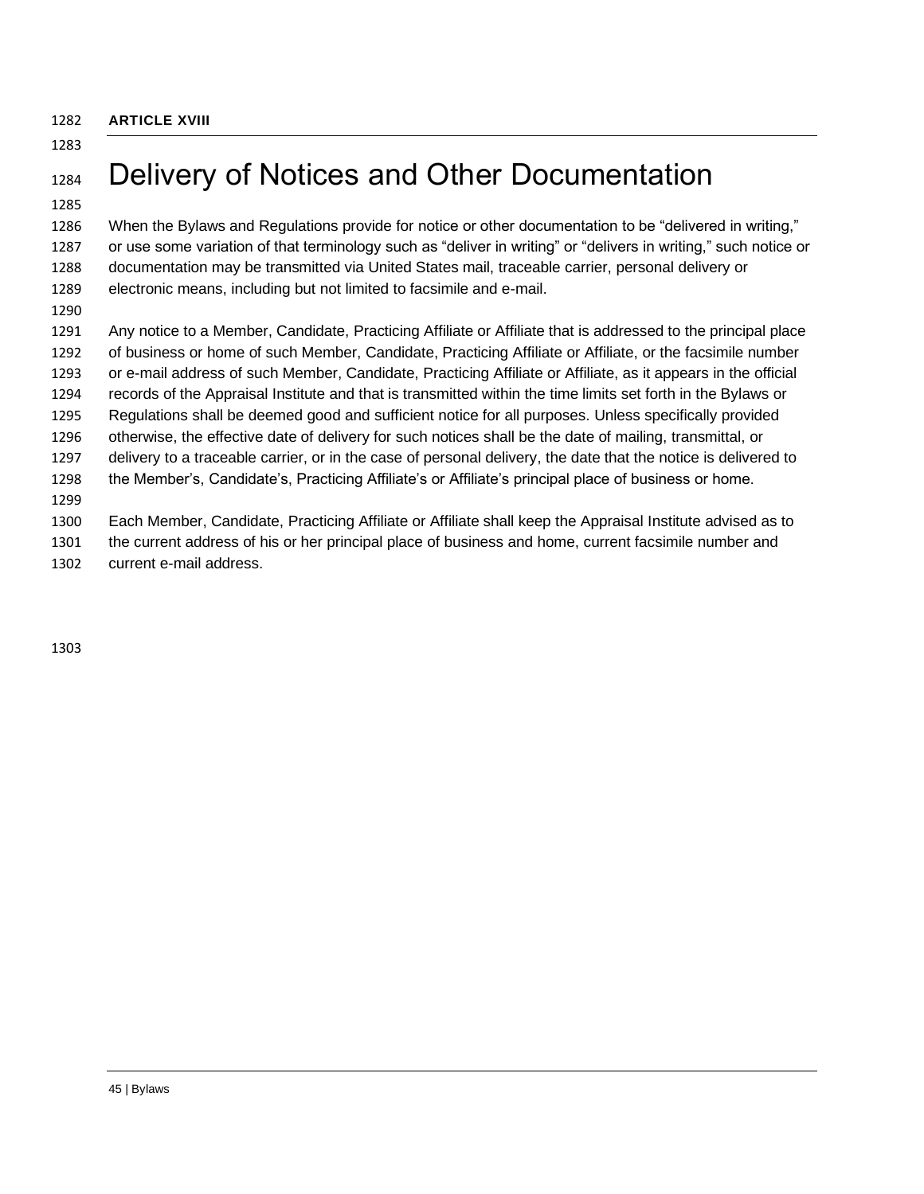**ARTICLE XVIII**

# Delivery of Notices and Other Documentation

When the Bylaws and Regulations provide for notice or other documentation to be "delivered in writing," or use some variation of that terminology such as "deliver in writing" or "delivers in writing," such notice or documentation may be transmitted via United States mail, traceable carrier, personal delivery or electronic means, including but not limited to facsimile and e-mail.

Any notice to a Member, Candidate, Practicing Affiliate or Affiliate that is addressed to the principal place of business or home of such Member, Candidate, Practicing Affiliate or Affiliate, or the facsimile number or e-mail address of such Member, Candidate, Practicing Affiliate or Affiliate, as it appears in the official records of the Appraisal Institute and that is transmitted within the time limits set forth in the Bylaws or Regulations shall be deemed good and sufficient notice for all purposes. Unless specifically provided otherwise, the effective date of delivery for such notices shall be the date of mailing, transmittal, or delivery to a traceable carrier, or in the case of personal delivery, the date that the notice is delivered to the Member's, Candidate's, Practicing Affiliate's or Affiliate's principal place of business or home.

Each Member, Candidate, Practicing Affiliate or Affiliate shall keep the Appraisal Institute advised as to the current address of his or her principal place of business and home, current facsimile number and current e-mail address.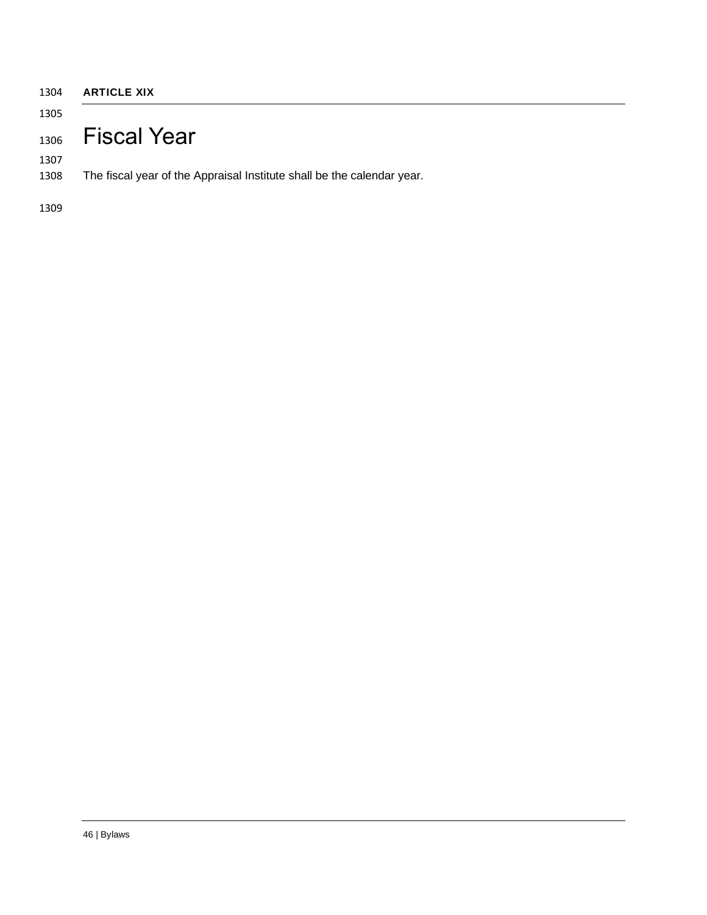**ARTICLE XIX**

# Fiscal Year

The fiscal year of the Appraisal Institute shall be the calendar year.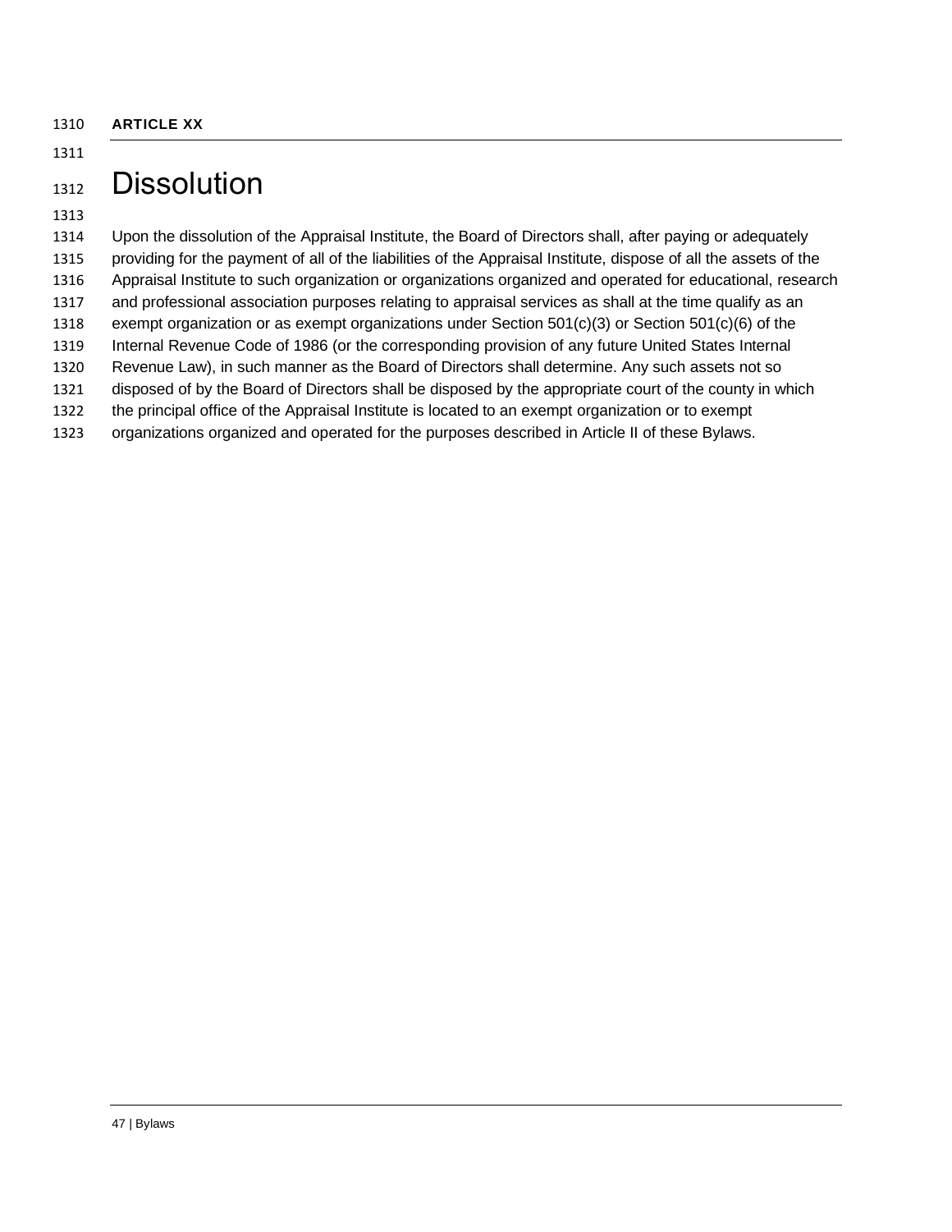**ARTICLE XX**

# Dissolution

Upon the dissolution of the Appraisal Institute, the Board of Directors shall, after paying or adequately providing for the payment of all of the liabilities of the Appraisal Institute, dispose of all the assets of the Appraisal Institute to such organization or organizations organized and operated for educational, research and professional association purposes relating to appraisal services as shall at the time qualify as an exempt organization or as exempt organizations under Section 501(c)(3) or Section 501(c)(6) of the Internal Revenue Code of 1986 (or the corresponding provision of any future United States Internal Revenue Law), in such manner as the Board of Directors shall determine. Any such assets not so disposed of by the Board of Directors shall be disposed by the appropriate court of the county in which the principal office of the Appraisal Institute is located to an exempt organization or to exempt organizations organized and operated for the purposes described in Article II of these Bylaws.